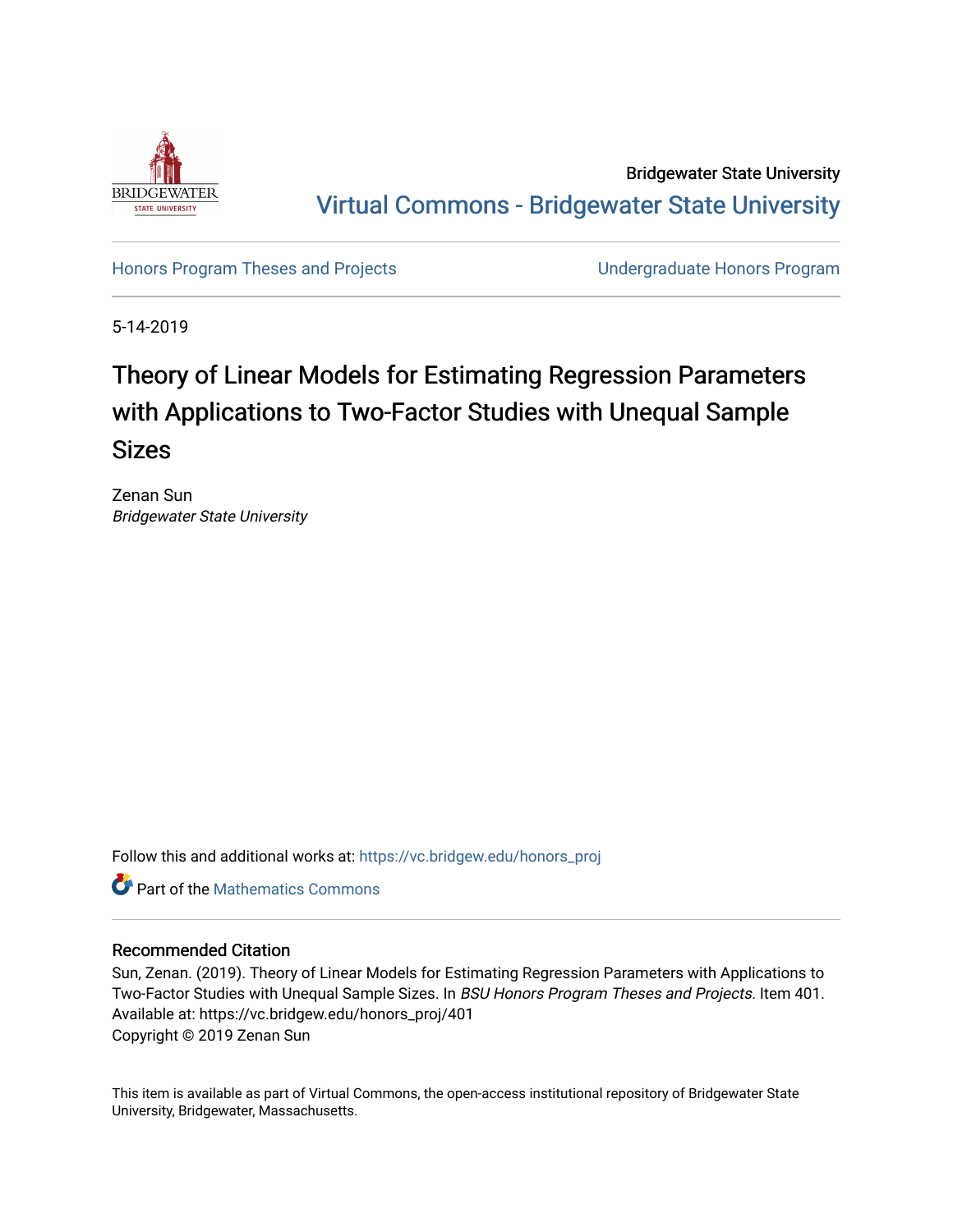Bridgewater State University

Virtual Commons - Bridgewater State University

Honors Program Theses and Projects

Undergraduate Honors Program

5-14-2019

# Theory of Linear Models for Estimating Regression Parameters with Applications to Two-Factor Studies with Unequal Sample Sizes

Zenan Sun

*Bridgewater State University*

Follow this and additional works at: https://vc.bridgew.edu/honors_proj

Part of the Mathematics Commons

## Recommended Citation

Sun, Zenan. (2019). Theory of Linear Models for Estimating Regression Parameters with Applications to Two-Factor Studies with Unequal Sample Sizes. In *BSU Honors Program Theses and Projects*. Item 401. Available at: https://vc.bridgew.edu/honors_proj/401

Copyright © 2019 Zenan Sun

This item is available as part of Virtual Commons, the open-access institutional repository of Bridgewater State University, Bridgewater, Massachusetts.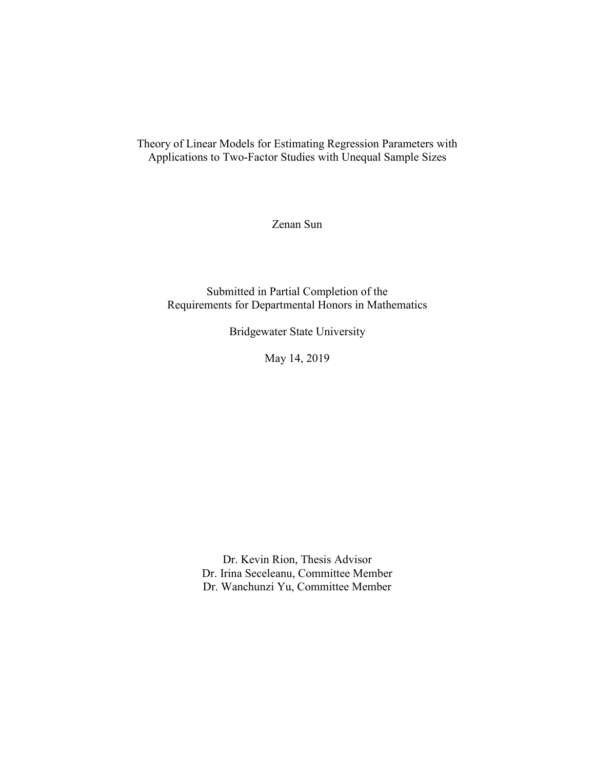# Theory of Linear Models for Estimating Regression Parameters with Applications to Two-Factor Studies with Unequal Sample Sizes

Zenan Sun

Submitted in Partial Completion of the
Requirements for Departmental Honors in Mathematics

Bridgewater State University

May 14, 2019

Dr. Kevin Rion, Thesis Advisor
Dr. Irina Seceleanu, Committee Member
Dr. Wanchunzi Yu, Committee Member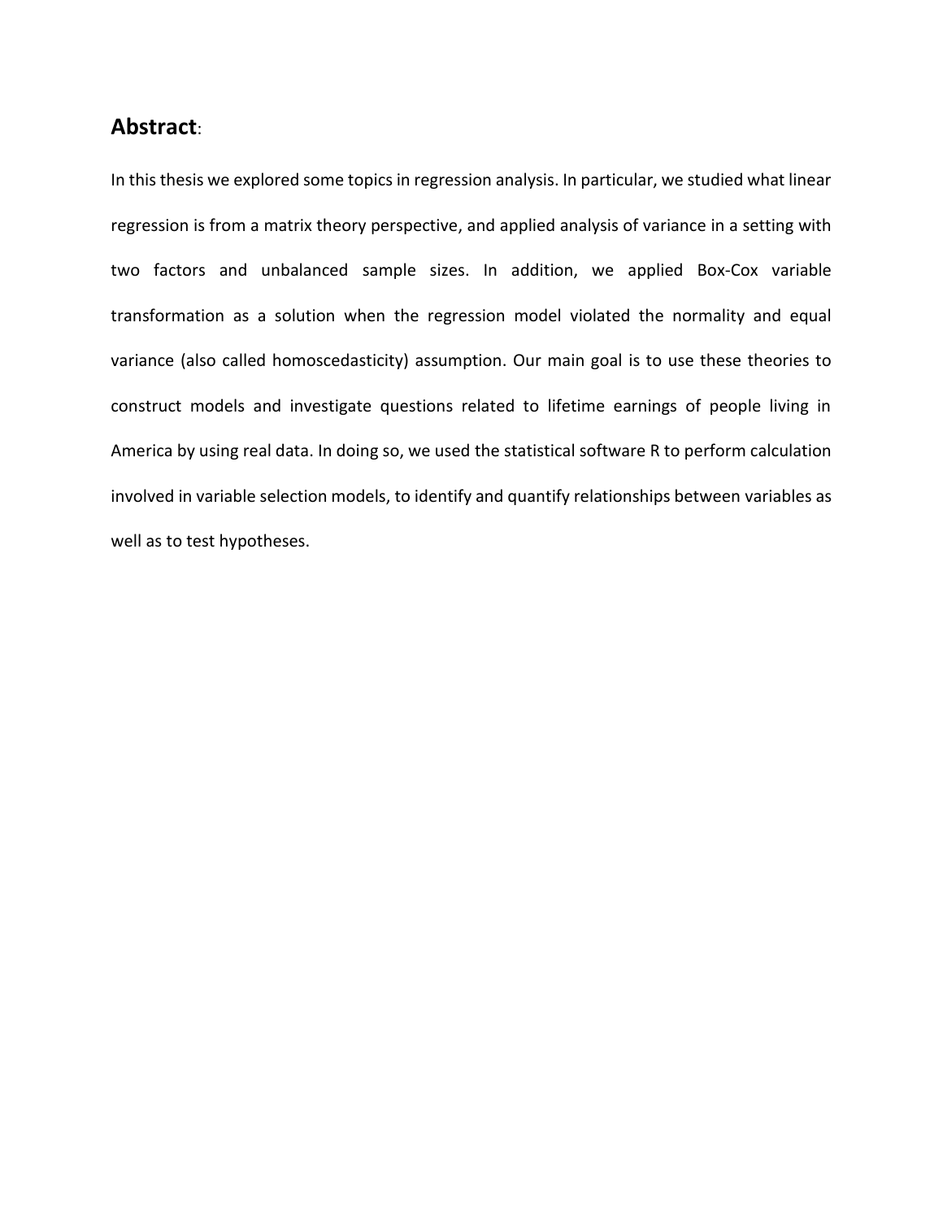## **Abstract**:

In this thesis we explored some topics in regression analysis. In particular, we studied what linear regression is from a matrix theory perspective, and applied analysis of variance in a setting with two factors and unbalanced sample sizes. In addition, we applied Box-Cox variable transformation as a solution when the regression model violated the normality and equal variance (also called homoscedasticity) assumption. Our main goal is to use these theories to construct models and investigate questions related to lifetime earnings of people living in America by using real data. In doing so, we used the statistical software R to perform calculation involved in variable selection models, to identify and quantify relationships between variables as well as to test hypotheses.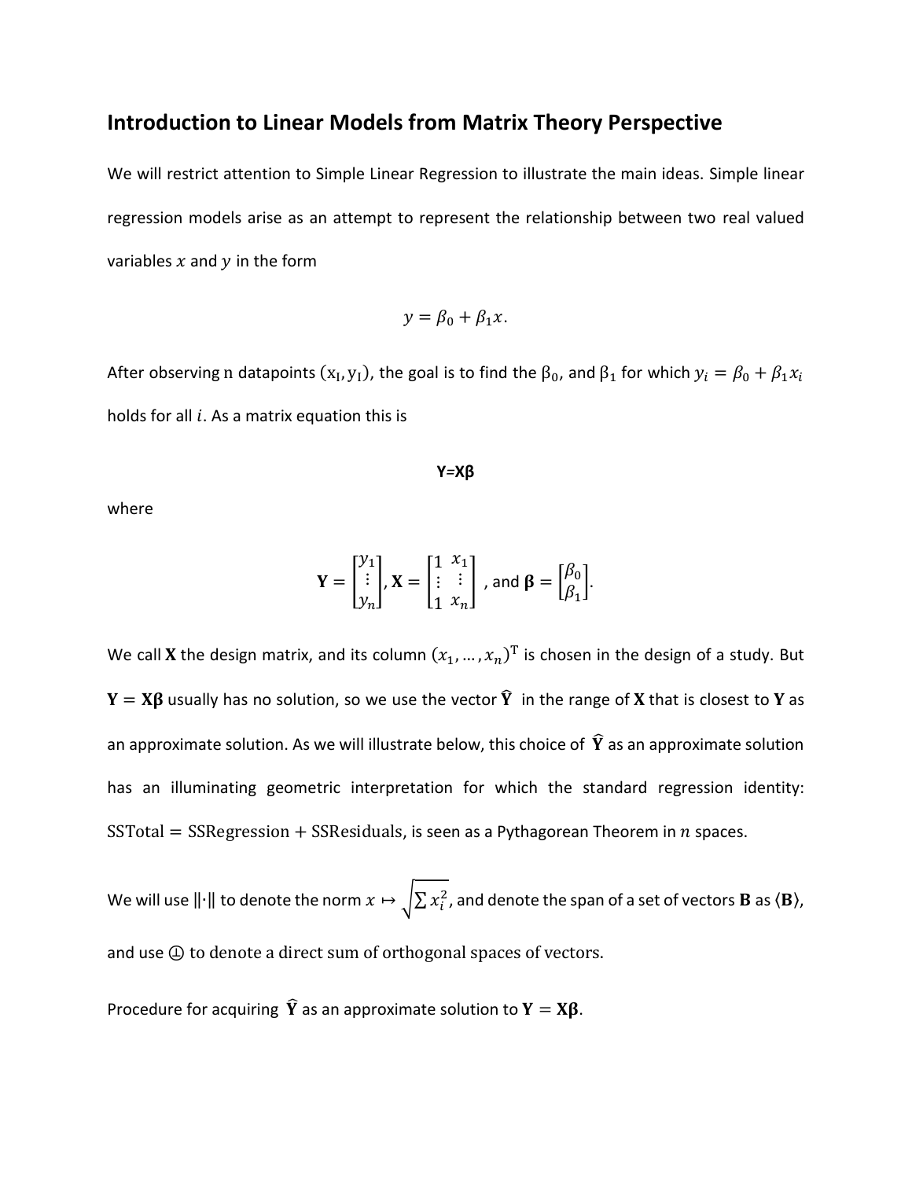## Introduction to Linear Models from Matrix Theory Perspective

We will restrict attention to Simple Linear Regression to illustrate the main ideas. Simple linear regression models arise as an attempt to represent the relationship between two real valued variables $x$ and $y$ in the form

$$y = \beta_0 + \beta_1 x.$$

After observing n datapoints $(x_I, y_I)$, the goal is to find the $\beta_0$, and $\beta_1$ for which $y_i = \beta_0 + \beta_1 x_i$ holds for all $i$. As a matrix equation this is

$$\mathbf{Y}=\mathbf{X}\boldsymbol{\beta}$$

where

$$\mathbf{Y} = \begin{bmatrix} y_1 \\ \vdots \\ y_n \end{bmatrix}, \mathbf{X} = \begin{bmatrix} 1 & x_1 \\ \vdots & \vdots \\ 1 & x_n \end{bmatrix}, \text{ and } \boldsymbol{\beta} = \begin{bmatrix} \beta_0 \\ \beta_1 \end{bmatrix}.$$

We call $\mathbf{X}$ the design matrix, and its column $(x_1, \ldots, x_n)^{\mathrm{T}}$ is chosen in the design of a study. But $\mathbf{Y} = \mathbf{X}\boldsymbol{\beta}$ usually has no solution, so we use the vector $\widehat{\mathbf{Y}}$ in the range of $\mathbf{X}$ that is closest to $\mathbf{Y}$ as an approximate solution. As we will illustrate below, this choice of $\widehat{\mathbf{Y}}$ as an approximate solution has an illuminating geometric interpretation for which the standard regression identity: $\text{SSTotal} = \text{SSRegression} + \text{SSResiduals}$, is seen as a Pythagorean Theorem in $n$ spaces.

We will use $\|\cdot\|$ to denote the norm $x \mapsto \sqrt{\sum x_i^2}$, and denote the span of a set of vectors $\mathbf{B}$ as $\langle \mathbf{B} \rangle$, and use $\oplus$ to denote a direct sum of orthogonal spaces of vectors.

Procedure for acquiring $\widehat{\mathbf{Y}}$ as an approximate solution to $\mathbf{Y} = \mathbf{X}\boldsymbol{\beta}$.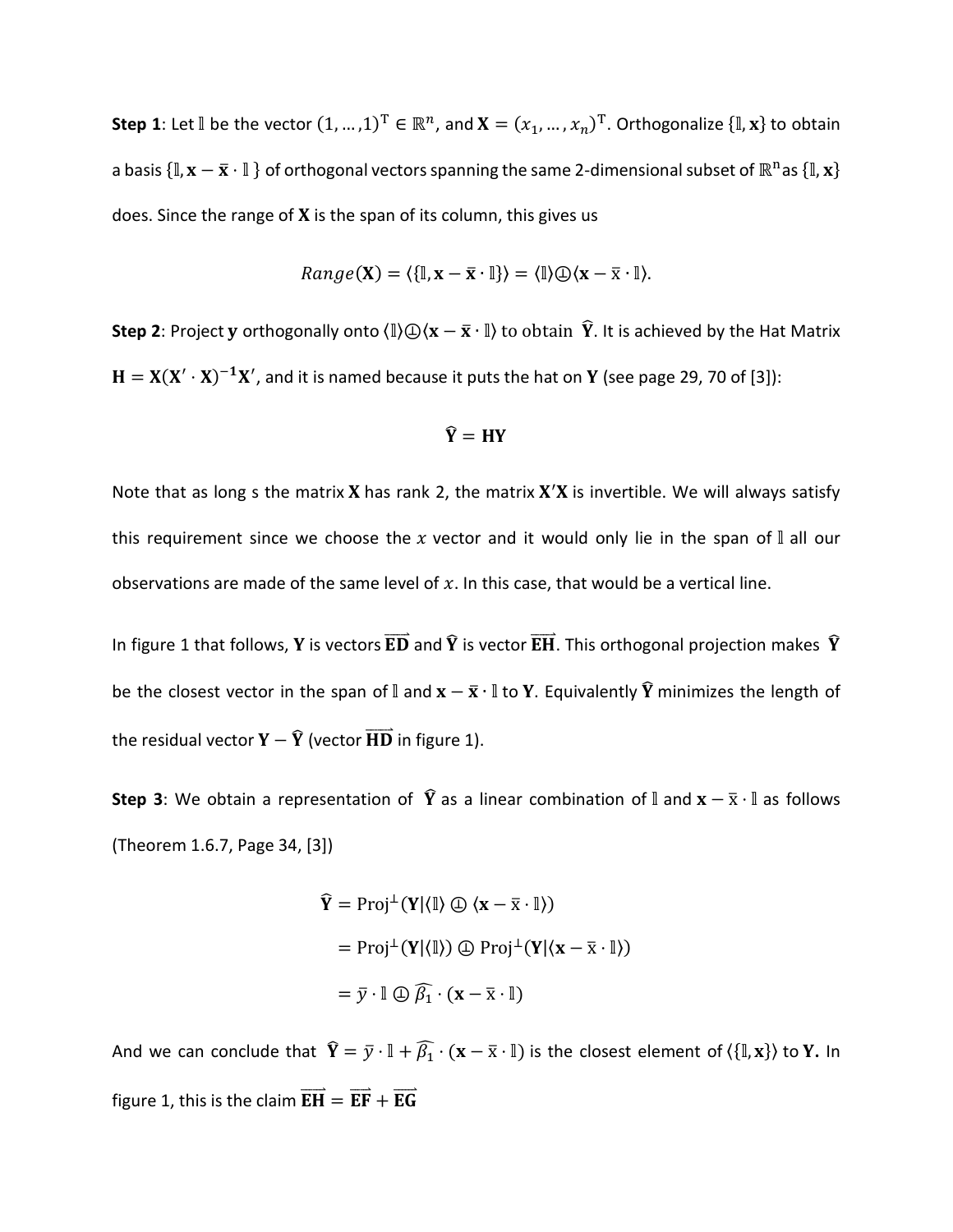**Step 1**: Let $\mathbb{l}$ be the vector $(1, \ldots, 1)^{\mathrm{T}} \in \mathbb{R}^n$, and $\mathbf{X} = (x_1, \ldots, x_n)^{\mathrm{T}}$. Orthogonalize $\{\mathbb{l}, \mathbf{x}\}$ to obtain a basis $\{\mathbb{l}, \mathbf{x} - \bar{\mathbf{x}} \cdot \mathbb{l}\}$ of orthogonal vectors spanning the same 2-dimensional subset of $\mathbb{R}^{\mathrm{n}}$ as $\{\mathbb{l}, \mathbf{x}\}$ does. Since the range of $\mathbf{X}$ is the span of its column, this gives us

$$Range(\mathbf{X}) = \langle\{\mathbb{l}, \mathbf{x} - \bar{\mathbf{x}} \cdot \mathbb{l}\}\rangle = \langle\mathbb{l}\rangle \oplus \langle\mathbf{x} - \bar{\mathrm{x}} \cdot \mathbb{l}\rangle.$$

**Step 2**: Project $\mathbf{y}$ orthogonally onto $\langle\mathbb{l}\rangle \oplus \langle\mathbf{x} - \bar{\mathrm{x}} \cdot \mathbb{l}\rangle$ to obtain $\widehat{\mathbf{Y}}$. It is achieved by the Hat Matrix $\mathbf{H} = \mathbf{X}(\mathbf{X}' \cdot \mathbf{X})^{-1}\mathbf{X}'$, and it is named because it puts the hat on $\mathbf{Y}$ (see page 29, 70 of [3]):

$$\widehat{\mathbf{Y}} = \mathbf{HY}$$

Note that as long s the matrix $\mathbf{X}$ has rank 2, the matrix $\mathbf{X}'\mathbf{X}$ is invertible. We will always satisfy this requirement since we choose the $x$ vector and it would only lie in the span of $\mathbb{l}$ all our observations are made of the same level of $x$. In this case, that would be a vertical line.

In figure 1 that follows, $\mathbf{Y}$ is vectors $\overrightarrow{\mathbf{ED}}$ and $\widehat{\mathbf{Y}}$ is vector $\overrightarrow{\mathbf{EH}}$. This orthogonal projection makes $\widehat{\mathbf{Y}}$ be the closest vector in the span of $\mathbb{l}$ and $\mathbf{x} - \bar{\mathbf{x}} \cdot \mathbb{l}$ to $\mathbf{Y}$. Equivalently $\widehat{\mathbf{Y}}$ minimizes the length of the residual vector $\mathbf{Y} - \widehat{\mathbf{Y}}$ (vector $\overrightarrow{\mathbf{HD}}$ in figure 1).

**Step 3**: We obtain a representation of $\widehat{\mathbf{Y}}$ as a linear combination of $\mathbb{l}$ and $\mathbf{x} - \bar{\mathrm{x}} \cdot \mathbb{l}$ as follows (Theorem 1.6.7, Page 34, [3])

$$\begin{aligned}
\widehat{\mathbf{Y}} &= \mathrm{Proj}^{\perp}(\mathbf{Y} | \langle\mathbb{l}\rangle \oplus \langle\mathbf{x} - \bar{\mathrm{x}} \cdot \mathbb{l}\rangle) \\
&= \mathrm{Proj}^{\perp}(\mathbf{Y} | \langle\mathbb{l}\rangle) \oplus \mathrm{Proj}^{\perp}(\mathbf{Y} | \langle\mathbf{x} - \bar{\mathrm{x}} \cdot \mathbb{l}\rangle) \\
&= \bar{y} \cdot \mathbb{l} \oplus \widehat{\beta_1} \cdot (\mathbf{x} - \bar{\mathrm{x}} \cdot \mathbb{l})
\end{aligned}$$

And we can conclude that $\widehat{\mathbf{Y}} = \bar{y} \cdot \mathbb{l} + \widehat{\beta_1} \cdot (\mathbf{x} - \bar{\mathrm{x}} \cdot \mathbb{l})$ is the closest element of $\langle\{\mathbb{l}, \mathbf{x}\}\rangle$ to $\mathbf{Y}$. In figure 1, this is the claim $\overrightarrow{\mathbf{EH}} = \overrightarrow{\mathbf{EF}} + \overrightarrow{\mathbf{EG}}$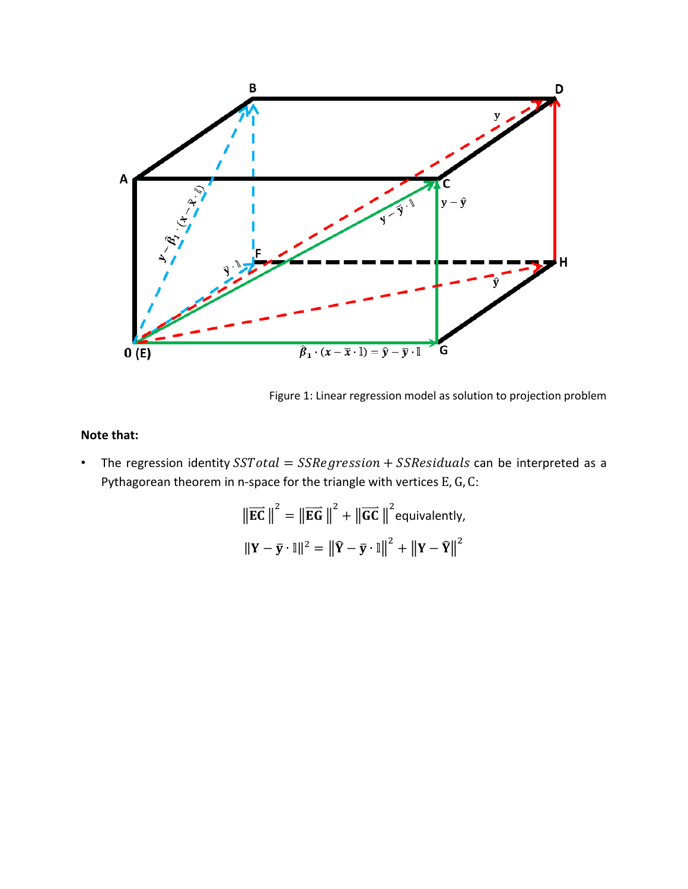Figure 1: Linear regression model as solution to projection problem

**Note that:**

- The regression identity $SSTotal = SSRegression + SSResiduals$ can be interpreted as a Pythagorean theorem in n-space for the triangle with vertices E, G, C:

$$\left\|\overrightarrow{\mathbf{EC}}\right\|^2 = \left\|\overrightarrow{\mathbf{EG}}\right\|^2 + \left\|\overrightarrow{\mathbf{GC}}\right\|^2 \text{equivalently,}$$

$$\|\mathbf{Y} - \bar{\mathbf{y}} \cdot \mathbb{1}\|^2 = \left\|\widehat{\mathbf{Y}} - \bar{\mathbf{y}} \cdot \mathbb{1}\right\|^2 + \left\|\mathbf{Y} - \widehat{\mathbf{Y}}\right\|^2$$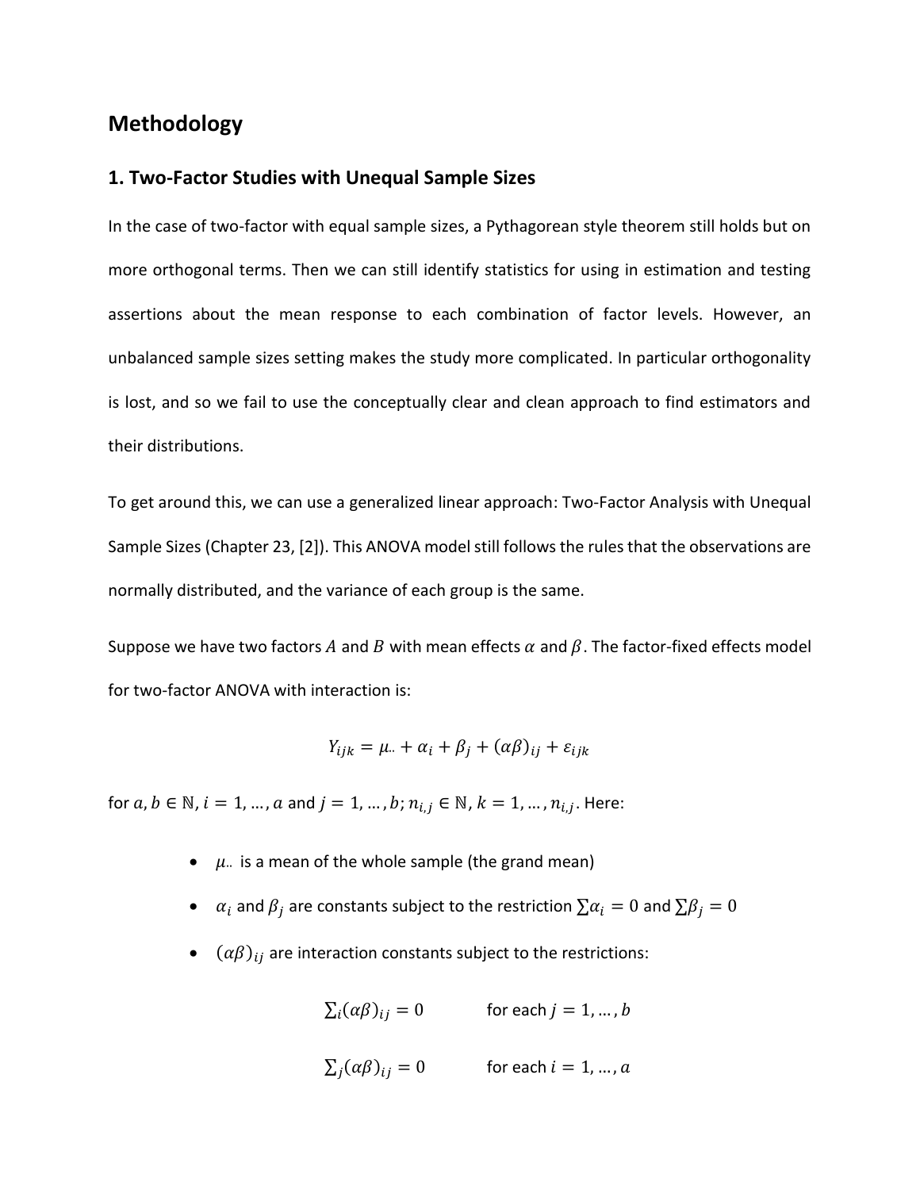# Methodology

## 1. Two-Factor Studies with Unequal Sample Sizes

In the case of two-factor with equal sample sizes, a Pythagorean style theorem still holds but on more orthogonal terms. Then we can still identify statistics for using in estimation and testing assertions about the mean response to each combination of factor levels. However, an unbalanced sample sizes setting makes the study more complicated. In particular orthogonality is lost, and so we fail to use the conceptually clear and clean approach to find estimators and their distributions.

To get around this, we can use a generalized linear approach: Two-Factor Analysis with Unequal Sample Sizes (Chapter 23, [2]). This ANOVA model still follows the rules that the observations are normally distributed, and the variance of each group is the same.

Suppose we have two factors $A$ and $B$ with mean effects $\alpha$ and $\beta$. The factor-fixed effects model for two-factor ANOVA with interaction is:

$$Y_{ijk} = \mu_{..} + \alpha_i + \beta_j + (\alpha\beta)_{ij} + \varepsilon_{ijk}$$

for $a, b \in \mathbb{N}$, $i = 1, \ldots, a$ and $j = 1, \ldots, b$; $n_{i,j} \in \mathbb{N}$, $k = 1, \ldots, n_{i,j}$. Here:

- $\mu_{..}$ is a mean of the whole sample (the grand mean)
- $\alpha_i$ and $\beta_j$ are constants subject to the restriction $\sum \alpha_i = 0$ and $\sum \beta_j = 0$
- $(\alpha\beta)_{ij}$ are interaction constants subject to the restrictions:

$$\sum_i (\alpha\beta)_{ij} = 0 \qquad \text{for each } j = 1, \ldots, b$$

$$\sum_j (\alpha\beta)_{ij} = 0 \qquad \text{for each } i = 1, \ldots, a$$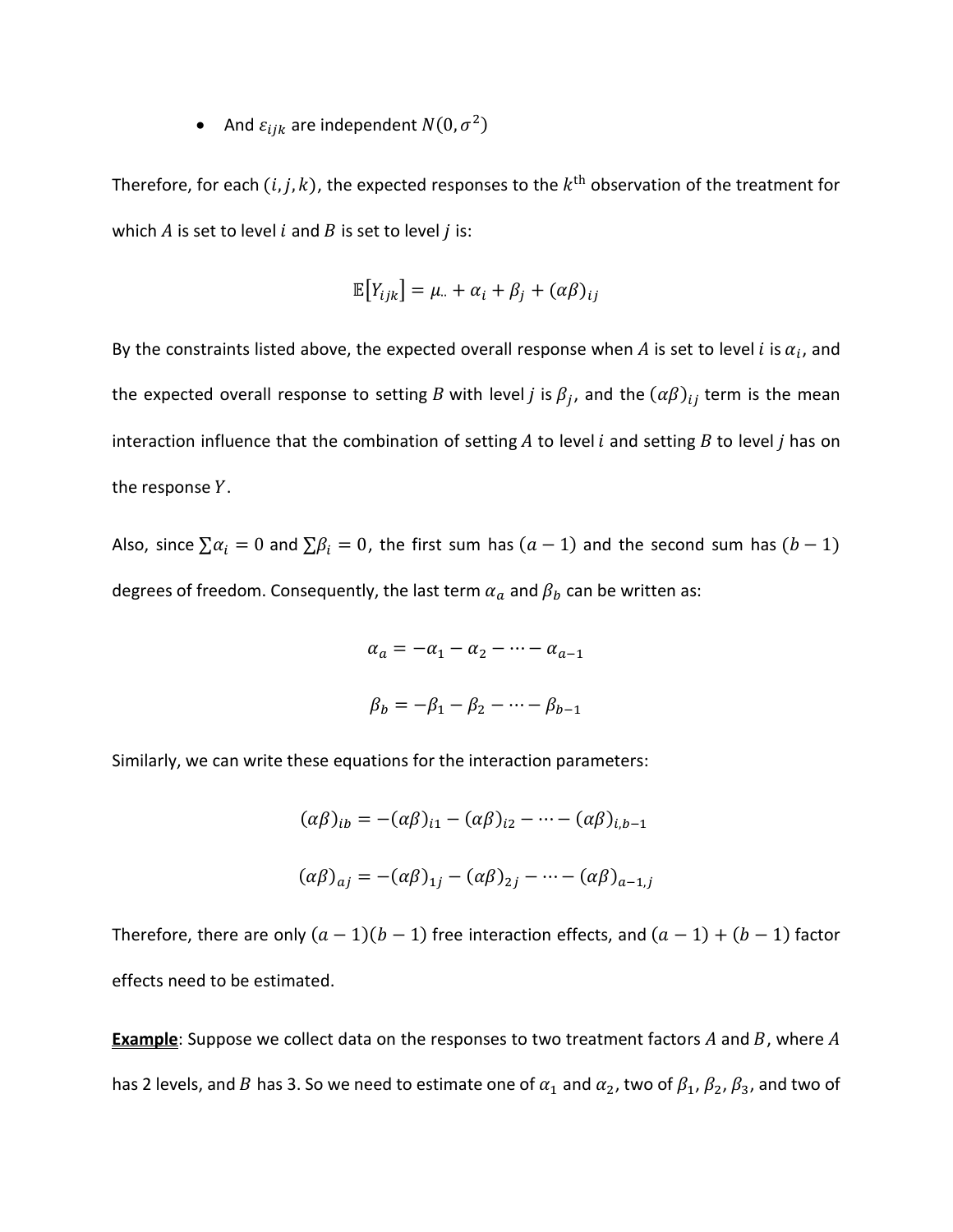- And $\varepsilon_{ijk}$ are independent $N(0, \sigma^2)$

Therefore, for each $(i, j, k)$, the expected responses to the $k^{\text{th}}$ observation of the treatment for which $A$ is set to level $i$ and $B$ is set to level $j$ is:

$$\mathbb{E}[Y_{ijk}] = \mu_{..} + \alpha_i + \beta_j + (\alpha\beta)_{ij}$$

By the constraints listed above, the expected overall response when $A$ is set to level $i$ is $\alpha_i$, and the expected overall response to setting $B$ with level $j$ is $\beta_j$, and the $(\alpha\beta)_{ij}$ term is the mean interaction influence that the combination of setting $A$ to level $i$ and setting $B$ to level $j$ has on the response $Y$.

Also, since $\sum \alpha_i = 0$ and $\sum \beta_i = 0$, the first sum has $(a-1)$ and the second sum has $(b-1)$ degrees of freedom. Consequently, the last term $\alpha_a$ and $\beta_b$ can be written as:

$$\alpha_a = -\alpha_1 - \alpha_2 - \cdots - \alpha_{a-1}$$

$$\beta_b = -\beta_1 - \beta_2 - \cdots - \beta_{b-1}$$

Similarly, we can write these equations for the interaction parameters:

$$(\alpha\beta)_{ib} = -(\alpha\beta)_{i1} - (\alpha\beta)_{i2} - \cdots - (\alpha\beta)_{i,b-1}$$

$$(\alpha\beta)_{aj} = -(\alpha\beta)_{1j} - (\alpha\beta)_{2j} - \cdots - (\alpha\beta)_{a-1,j}$$

Therefore, there are only $(a-1)(b-1)$ free interaction effects, and $(a-1) + (b-1)$ factor effects need to be estimated.

**Example**: Suppose we collect data on the responses to two treatment factors $A$ and $B$, where $A$ has 2 levels, and $B$ has 3. So we need to estimate one of $\alpha_1$ and $\alpha_2$, two of $\beta_1, \beta_2, \beta_3$, and two of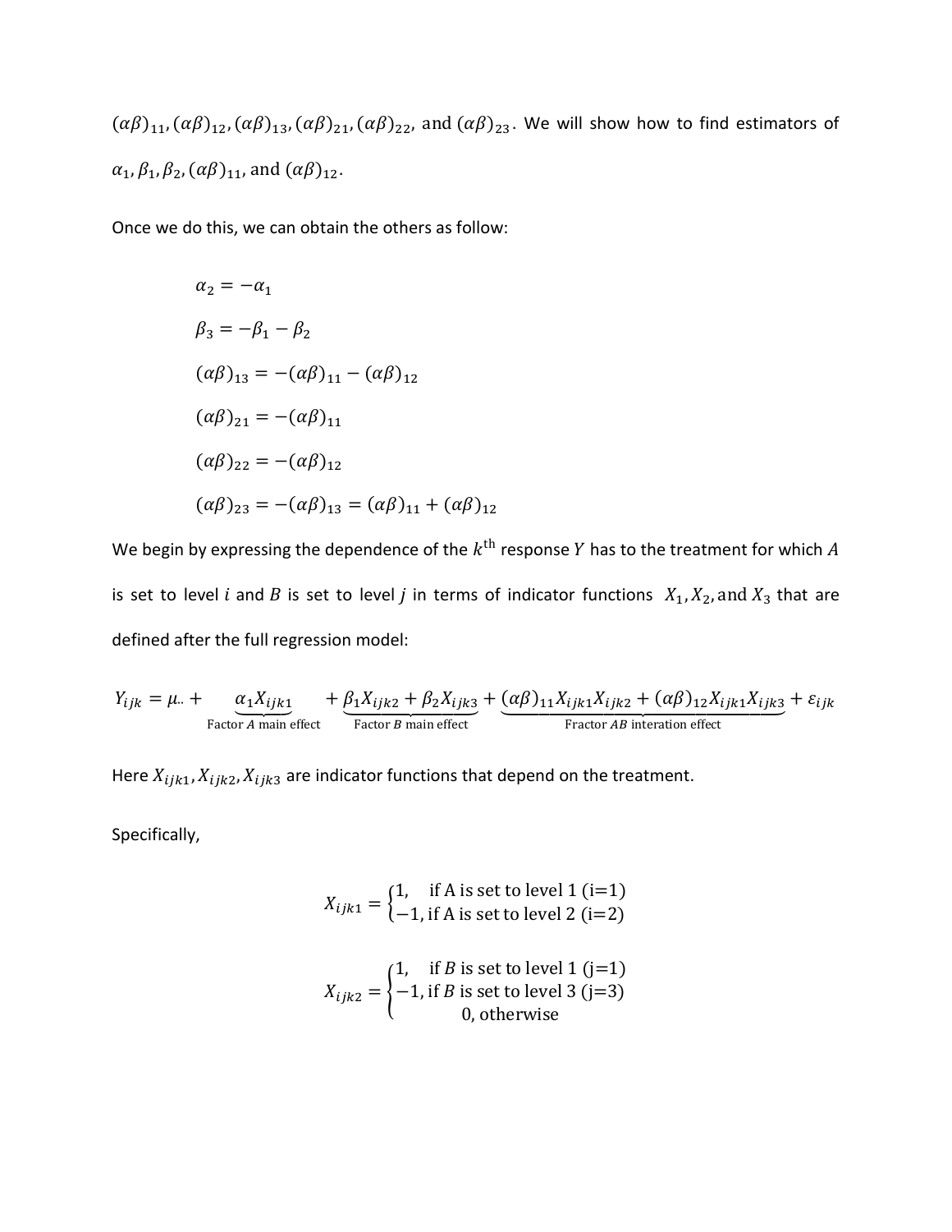$(\alpha\beta)_{11}, (\alpha\beta)_{12}, (\alpha\beta)_{13}, (\alpha\beta)_{21}, (\alpha\beta)_{22}$, and $(\alpha\beta)_{23}$. We will show how to find estimators of $\alpha_1, \beta_1, \beta_2, (\alpha\beta)_{11}$, and $(\alpha\beta)_{12}$.

Once we do this, we can obtain the others as follow:

$$\alpha_2 = -\alpha_1$$

$$\beta_3 = -\beta_1 - \beta_2$$

$$(\alpha\beta)_{13} = -(\alpha\beta)_{11} - (\alpha\beta)_{12}$$

$$(\alpha\beta)_{21} = -(\alpha\beta)_{11}$$

$$(\alpha\beta)_{22} = -(\alpha\beta)_{12}$$

$$(\alpha\beta)_{23} = -(\alpha\beta)_{13} = (\alpha\beta)_{11} + (\alpha\beta)_{12}$$

We begin by expressing the dependence of the $k^{\text{th}}$ response $Y$ has to the treatment for which $A$ is set to level $i$ and $B$ is set to level $j$ in terms of indicator functions $X_1, X_2,$ and $X_3$ that are defined after the full regression model:

$$Y_{ijk} = \mu_{..} + \underbrace{\alpha_1 X_{ijk1}}_{\text{Factor } A \text{ main effect}} + \underbrace{\beta_1 X_{ijk2} + \beta_2 X_{ijk3}}_{\text{Factor } B \text{ main effect}} + \underbrace{(\alpha\beta)_{11} X_{ijk1} X_{ijk2} + (\alpha\beta)_{12} X_{ijk1} X_{ijk3}}_{\text{Fractor } AB \text{ interation effect}} + \varepsilon_{ijk}$$

Here $X_{ijk1}, X_{ijk2}, X_{ijk3}$ are indicator functions that depend on the treatment.

Specifically,

$$X_{ijk1} = \begin{cases} 1, & \text{if A is set to level 1 (i=1)} \\ -1, & \text{if A is set to level 2 (i=2)} \end{cases}$$

$$X_{ijk2} = \begin{cases} 1, & \text{if } B \text{ is set to level 1 (j=1)} \\ -1, & \text{if } B \text{ is set to level 3 (j=3)} \\ 0, & \text{otherwise} \end{cases}$$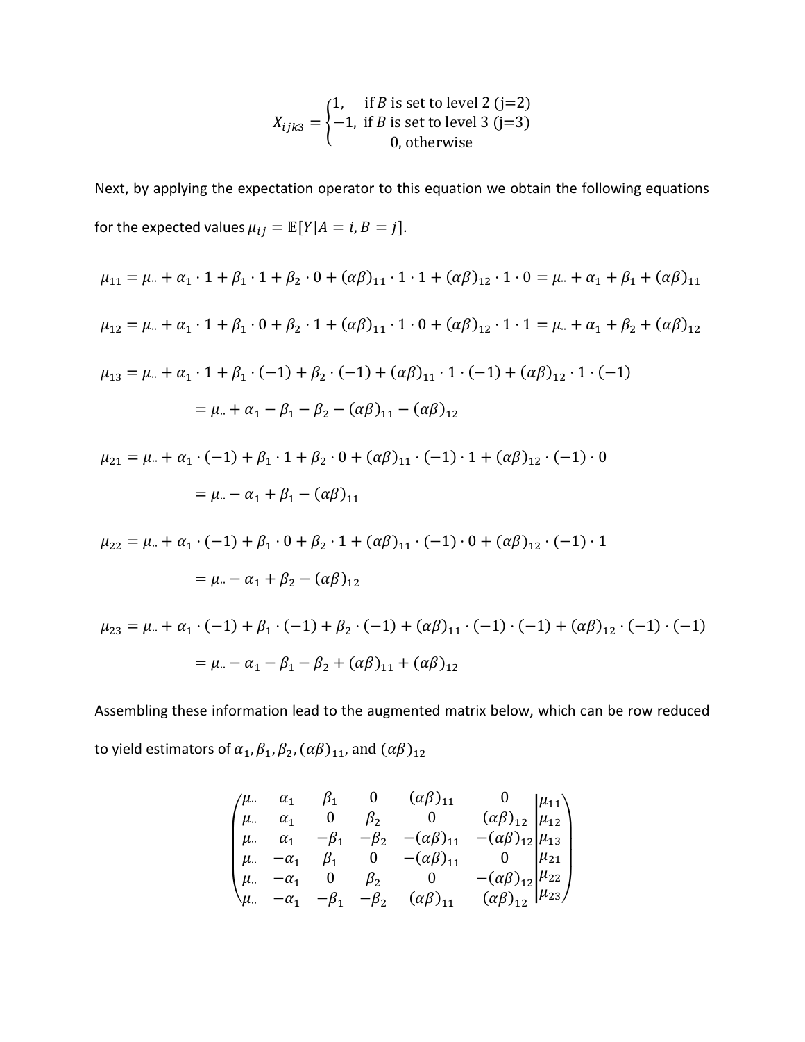$$X_{ijk3} = \begin{cases} 1, & \text{if } B \text{ is set to level 2 (j=2)} \\ -1, & \text{if } B \text{ is set to level 3 (j=3)} \\ & 0, \text{otherwise} \end{cases}$$

Next, by applying the expectation operator to this equation we obtain the following equations for the expected values $\mu_{ij} = \mathbb{E}[Y|A = i, B = j]$.

$$\mu_{11} = \mu_{..} + \alpha_1 \cdot 1 + \beta_1 \cdot 1 + \beta_2 \cdot 0 + (\alpha\beta)_{11} \cdot 1 \cdot 1 + (\alpha\beta)_{12} \cdot 1 \cdot 0 = \mu_{..} + \alpha_1 + \beta_1 + (\alpha\beta)_{11}$$

$$\mu_{12} = \mu_{..} + \alpha_1 \cdot 1 + \beta_1 \cdot 0 + \beta_2 \cdot 1 + (\alpha\beta)_{11} \cdot 1 \cdot 0 + (\alpha\beta)_{12} \cdot 1 \cdot 1 = \mu_{..} + \alpha_1 + \beta_2 + (\alpha\beta)_{12}$$

$$\mu_{13} = \mu_{..} + \alpha_1 \cdot 1 + \beta_1 \cdot (-1) + \beta_2 \cdot (-1) + (\alpha\beta)_{11} \cdot 1 \cdot (-1) + (\alpha\beta)_{12} \cdot 1 \cdot (-1)$$

$$= \mu_{..} + \alpha_1 - \beta_1 - \beta_2 - (\alpha\beta)_{11} - (\alpha\beta)_{12}$$

$$\mu_{21} = \mu_{..} + \alpha_1 \cdot (-1) + \beta_1 \cdot 1 + \beta_2 \cdot 0 + (\alpha\beta)_{11} \cdot (-1) \cdot 1 + (\alpha\beta)_{12} \cdot (-1) \cdot 0$$

$$= \mu_{..} - \alpha_1 + \beta_1 - (\alpha\beta)_{11}$$

$$\mu_{22} = \mu_{..} + \alpha_1 \cdot (-1) + \beta_1 \cdot 0 + \beta_2 \cdot 1 + (\alpha\beta)_{11} \cdot (-1) \cdot 0 + (\alpha\beta)_{12} \cdot (-1) \cdot 1$$

$$= \mu_{..} - \alpha_1 + \beta_2 - (\alpha\beta)_{12}$$

$$\mu_{23} = \mu_{..} + \alpha_1 \cdot (-1) + \beta_1 \cdot (-1) + \beta_2 \cdot (-1) + (\alpha\beta)_{11} \cdot (-1) \cdot (-1) + (\alpha\beta)_{12} \cdot (-1) \cdot (-1)$$

$$= \mu_{..} - \alpha_1 - \beta_1 - \beta_2 + (\alpha\beta)_{11} + (\alpha\beta)_{12}$$

Assembling these information lead to the augmented matrix below, which can be row reduced to yield estimators of $\alpha_1, \beta_1, \beta_2, (\alpha\beta)_{11}$, and $(\alpha\beta)_{12}$

$$\left(\begin{array}{cccccc|c}
\mu_{..} & \alpha_1 & \beta_1 & 0 & (\alpha\beta)_{11} & 0 & \mu_{11} \\
\mu_{..} & \alpha_1 & 0 & \beta_2 & 0 & (\alpha\beta)_{12} & \mu_{12} \\
\mu_{..} & \alpha_1 & -\beta_1 & -\beta_2 & -(\alpha\beta)_{11} & -(\alpha\beta)_{12} & \mu_{13} \\
\mu_{..} & -\alpha_1 & \beta_1 & 0 & -(\alpha\beta)_{11} & 0 & \mu_{21} \\
\mu_{..} & -\alpha_1 & 0 & \beta_2 & 0 & -(\alpha\beta)_{12} & \mu_{22} \\
\mu_{..} & -\alpha_1 & -\beta_1 & -\beta_2 & (\alpha\beta)_{11} & (\alpha\beta)_{12} & \mu_{23}
\end{array}\right)$$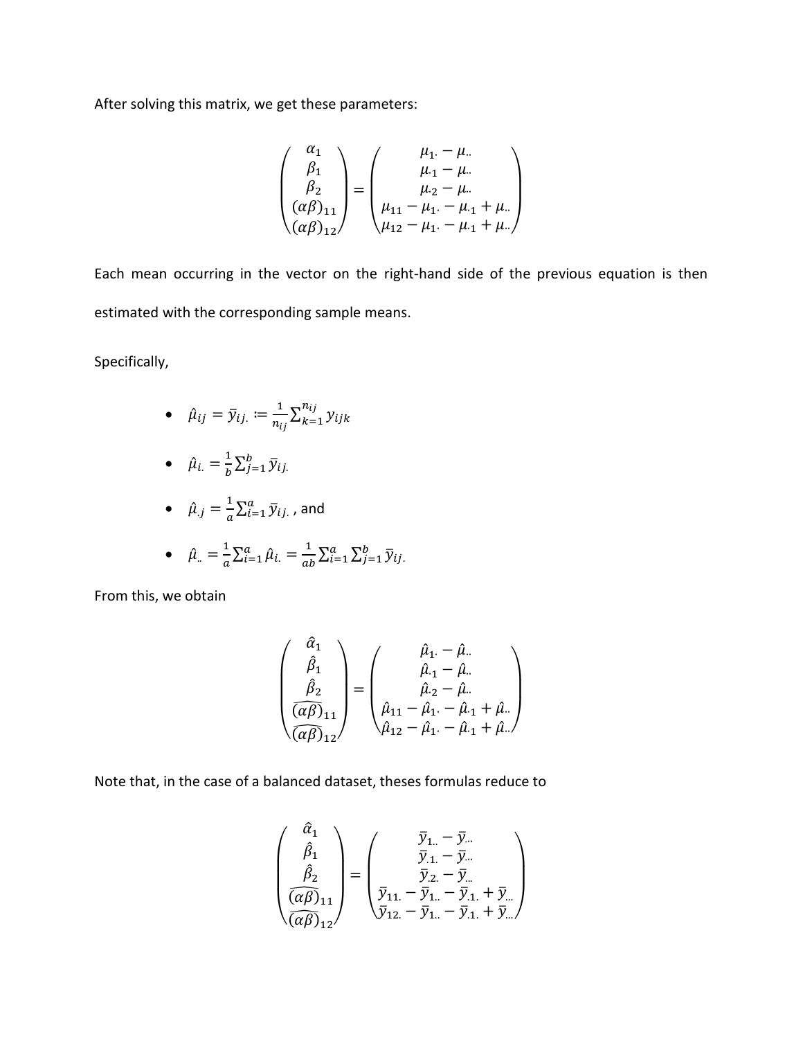After solving this matrix, we get these parameters:

$$\begin{pmatrix} \alpha_1 \\ \beta_1 \\ \beta_2 \\ (\alpha\beta)_{11} \\ (\alpha\beta)_{12} \end{pmatrix} = \begin{pmatrix} \mu_{1\cdot} - \mu_{\cdot\cdot} \\ \mu_{\cdot 1} - \mu_{\cdot\cdot} \\ \mu_{\cdot 2} - \mu_{\cdot\cdot} \\ \mu_{11} - \mu_{1\cdot} - \mu_{\cdot 1} + \mu_{\cdot\cdot} \\ \mu_{12} - \mu_{1\cdot} - \mu_{\cdot 1} + \mu_{\cdot\cdot} \end{pmatrix}$$

Each mean occurring in the vector on the right-hand side of the previous equation is then estimated with the corresponding sample means.

Specifically,

- $\hat{\mu}_{ij} = \bar{y}_{ij.} := \frac{1}{n_{ij}} \sum_{k=1}^{n_{ij}} y_{ijk}$
- $\hat{\mu}_{i.} = \frac{1}{b} \sum_{j=1}^{b} \bar{y}_{ij.}$
- $\hat{\mu}_{.j} = \frac{1}{a} \sum_{i=1}^{a} \bar{y}_{ij.}$ , and
- $\hat{\mu}_{..} = \frac{1}{a} \sum_{i=1}^{a} \hat{\mu}_{i.} = \frac{1}{ab} \sum_{i=1}^{a} \sum_{j=1}^{b} \bar{y}_{ij.}$

From this, we obtain

$$\begin{pmatrix} \hat{\alpha}_1 \\ \hat{\beta}_1 \\ \hat{\beta}_2 \\ \widehat{(\alpha\beta)}_{11} \\ \widehat{(\alpha\beta)}_{12} \end{pmatrix} = \begin{pmatrix} \hat{\mu}_{1\cdot} - \hat{\mu}_{\cdot\cdot} \\ \hat{\mu}_{\cdot 1} - \hat{\mu}_{\cdot\cdot} \\ \hat{\mu}_{\cdot 2} - \hat{\mu}_{\cdot\cdot} \\ \hat{\mu}_{11} - \hat{\mu}_{1\cdot} - \hat{\mu}_{\cdot 1} + \hat{\mu}_{\cdot\cdot} \\ \hat{\mu}_{12} - \hat{\mu}_{1\cdot} - \hat{\mu}_{\cdot 1} + \hat{\mu}_{\cdot\cdot} \end{pmatrix}$$

Note that, in the case of a balanced dataset, theses formulas reduce to

$$\begin{pmatrix} \hat{\alpha}_1 \\ \hat{\beta}_1 \\ \hat{\beta}_2 \\ \widehat{(\alpha\beta)}_{11} \\ \widehat{(\alpha\beta)}_{12} \end{pmatrix} = \begin{pmatrix} \bar{y}_{1..} - \bar{y}_{...} \\ \bar{y}_{.1.} - \bar{y}_{...} \\ \bar{y}_{.2.} - \bar{y}_{...} \\ \bar{y}_{11.} - \bar{y}_{1..} - \bar{y}_{.1.} + \bar{y}_{...} \\ \bar{y}_{12.} - \bar{y}_{1..} - \bar{y}_{.1.} + \bar{y}_{...} \end{pmatrix}$$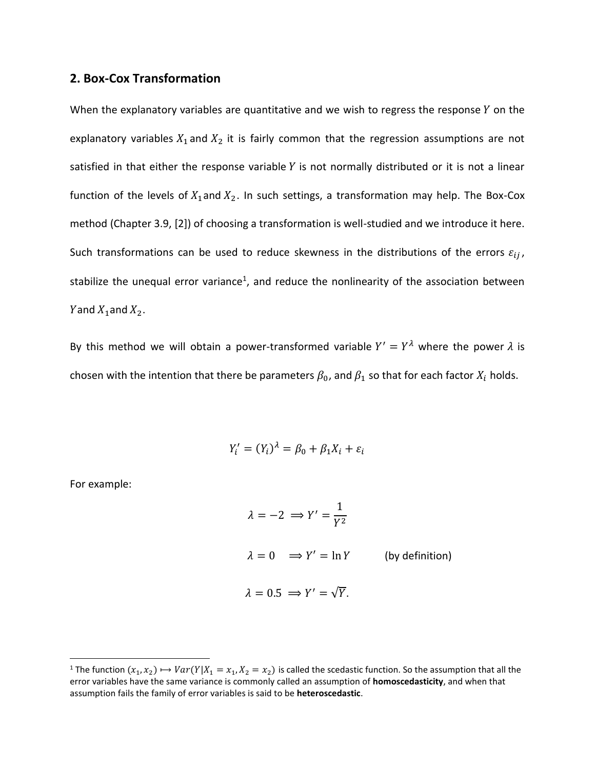## 2. Box-Cox Transformation

When the explanatory variables are quantitative and we wish to regress the response $Y$ on the explanatory variables $X_1$ and $X_2$ it is fairly common that the regression assumptions are not satisfied in that either the response variable $Y$ is not normally distributed or it is not a linear function of the levels of $X_1$ and $X_2$. In such settings, a transformation may help. The Box-Cox method (Chapter 3.9, [2]) of choosing a transformation is well-studied and we introduce it here. Such transformations can be used to reduce skewness in the distributions of the errors $\varepsilon_{ij}$, stabilize the unequal error variance[1], and reduce the nonlinearity of the association between $Y$ and $X_1$ and $X_2$.

By this method we will obtain a power-transformed variable $Y' = Y^{\lambda}$ where the power $\lambda$ is chosen with the intention that there be parameters $\beta_0$, and $\beta_1$ so that for each factor $X_i$ holds.

$$Y_i' = (Y_i)^{\lambda} = \beta_0 + \beta_1 X_i + \varepsilon_i$$

For example:

$$\lambda = -2 \implies Y' = \frac{1}{Y^2}$$

$$\lambda = 0 \quad \implies Y' = \ln Y \qquad \text{(by definition)}$$

$$\lambda = 0.5 \implies Y' = \sqrt{Y}.$$

---

[1] The function $(x_1, x_2) \mapsto Var(Y|X_1 = x_1, X_2 = x_2)$ is called the scedastic function. So the assumption that all the error variables have the same variance is commonly called an assumption of **homoscedasticity**, and when that assumption fails the family of error variables is said to be **heteroscedastic**.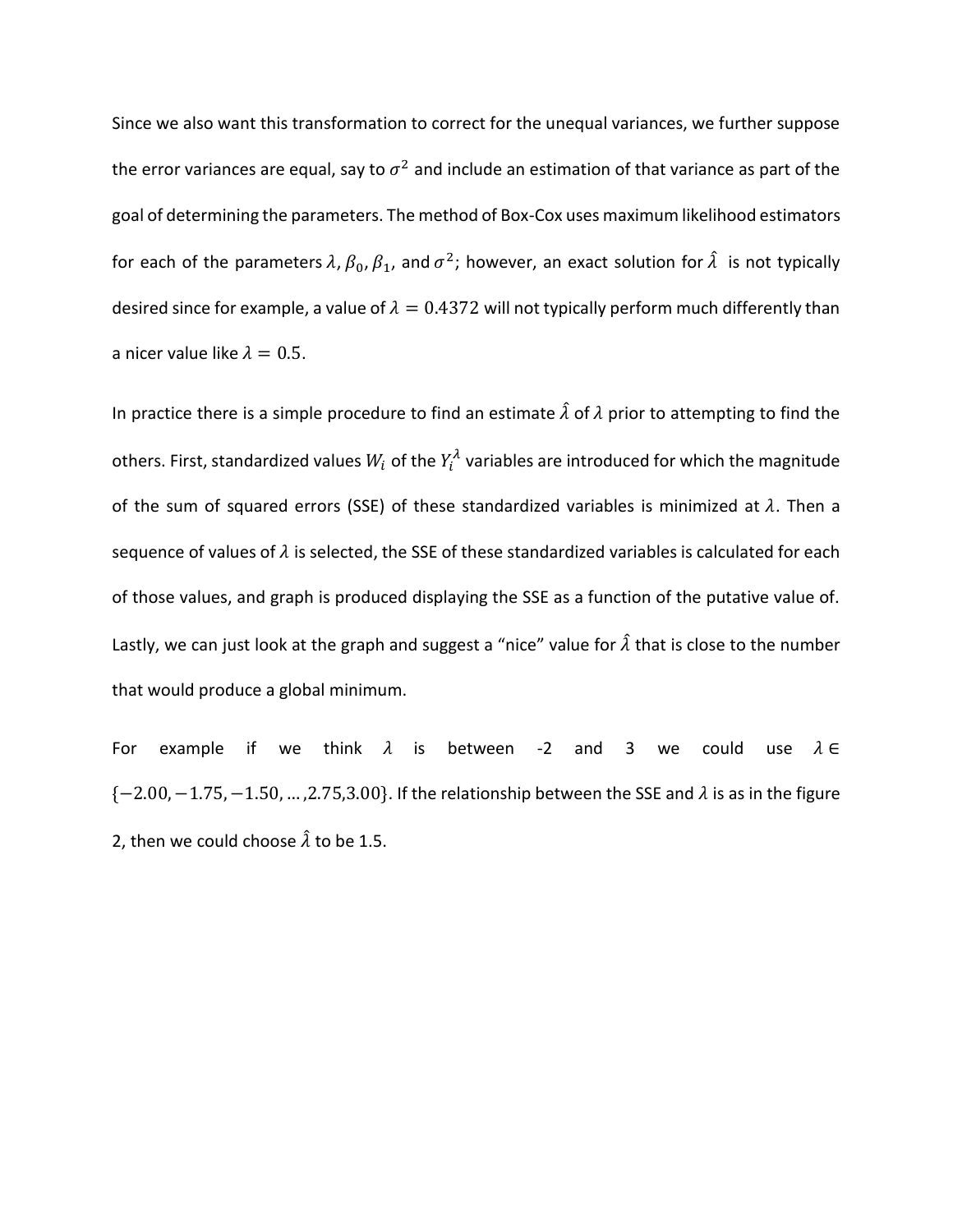Since we also want this transformation to correct for the unequal variances, we further suppose the error variances are equal, say to $\sigma^2$ and include an estimation of that variance as part of the goal of determining the parameters. The method of Box-Cox uses maximum likelihood estimators for each of the parameters $\lambda, \beta_0, \beta_1$, and $\sigma^2$; however, an exact solution for $\hat{\lambda}$ is not typically desired since for example, a value of $\lambda = 0.4372$ will not typically perform much differently than a nicer value like $\lambda = 0.5$.

In practice there is a simple procedure to find an estimate $\hat{\lambda}$ of $\lambda$ prior to attempting to find the others. First, standardized values $W_i$ of the $Y_i^{\lambda}$ variables are introduced for which the magnitude of the sum of squared errors (SSE) of these standardized variables is minimized at $\lambda$. Then a sequence of values of $\lambda$ is selected, the SSE of these standardized variables is calculated for each of those values, and graph is produced displaying the SSE as a function of the putative value of. Lastly, we can just look at the graph and suggest a "nice" value for $\hat{\lambda}$ that is close to the number that would produce a global minimum.

For example if we think $\lambda$ is between -2 and 3 we could use $\lambda \in \{-2.00, -1.75, -1.50, \ldots, 2.75, 3.00\}$. If the relationship between the SSE and $\lambda$ is as in the figure 2, then we could choose $\hat{\lambda}$ to be 1.5.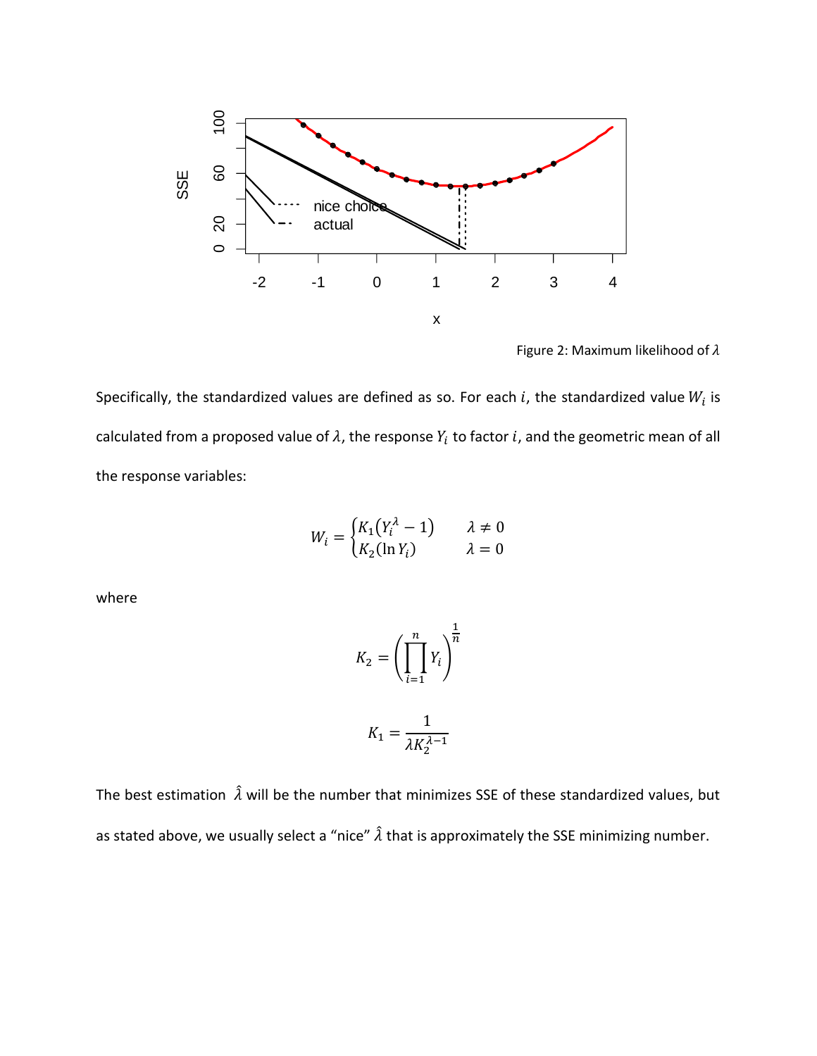Figure 2: Maximum likelihood of $\lambda$

Specifically, the standardized values are defined as so. For each $i$, the standardized value $W_i$ is calculated from a proposed value of $\lambda$, the response $Y_i$ to factor $i$, and the geometric mean of all the response variables:

$$W_i = \begin{cases} K_1\left(Y_i^{\lambda} - 1\right) & \lambda \neq 0 \\ K_2(\ln Y_i) & \lambda = 0 \end{cases}$$

where

$$K_2 = \left(\prod_{i=1}^{n} Y_i\right)^{\frac{1}{n}}$$

$$K_1 = \frac{1}{\lambda K_2^{\lambda-1}}$$

The best estimation $\hat{\lambda}$ will be the number that minimizes SSE of these standardized values, but as stated above, we usually select a "nice" $\hat{\lambda}$ that is approximately the SSE minimizing number.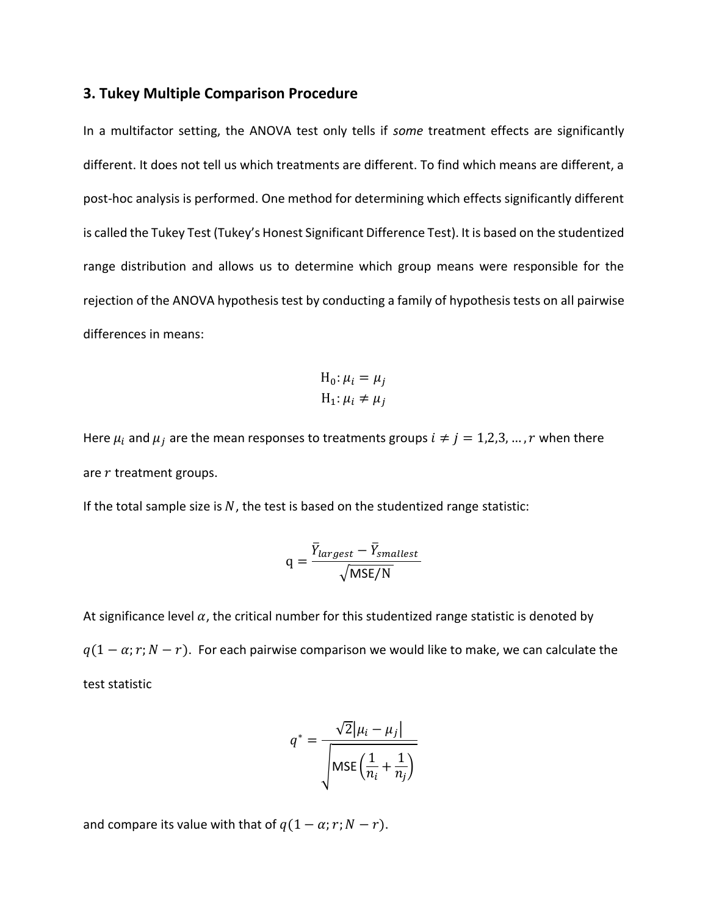## 3. Tukey Multiple Comparison Procedure

In a multifactor setting, the ANOVA test only tells if *some* treatment effects are significantly different. It does not tell us which treatments are different. To find which means are different, a post-hoc analysis is performed. One method for determining which effects significantly different is called the Tukey Test (Tukey's Honest Significant Difference Test). It is based on the studentized range distribution and allows us to determine which group means were responsible for the rejection of the ANOVA hypothesis test by conducting a family of hypothesis tests on all pairwise differences in means:

$$\mathrm{H}_0: \mu_i = \mu_j$$
$$\mathrm{H}_1: \mu_i \neq \mu_j$$

Here $\mu_i$ and $\mu_j$ are the mean responses to treatments groups $i \neq j = 1,2,3,\ldots,r$ when there are $r$ treatment groups.

If the total sample size is $N$, the test is based on the studentized range statistic:

$$\mathrm{q} = \frac{\bar{Y}_{largest} - \bar{Y}_{smallest}}{\sqrt{\mathrm{MSE}/\mathrm{N}}}$$

At significance level $\alpha$, the critical number for this studentized range statistic is denoted by $q(1-\alpha; r; N-r)$. For each pairwise comparison we would like to make, we can calculate the test statistic

$$q^* = \frac{\sqrt{2}\left|\mu_i - \mu_j\right|}{\sqrt{\mathrm{MSE}\left(\frac{1}{n_i} + \frac{1}{n_j}\right)}}$$

and compare its value with that of $q(1-\alpha; r; N-r)$.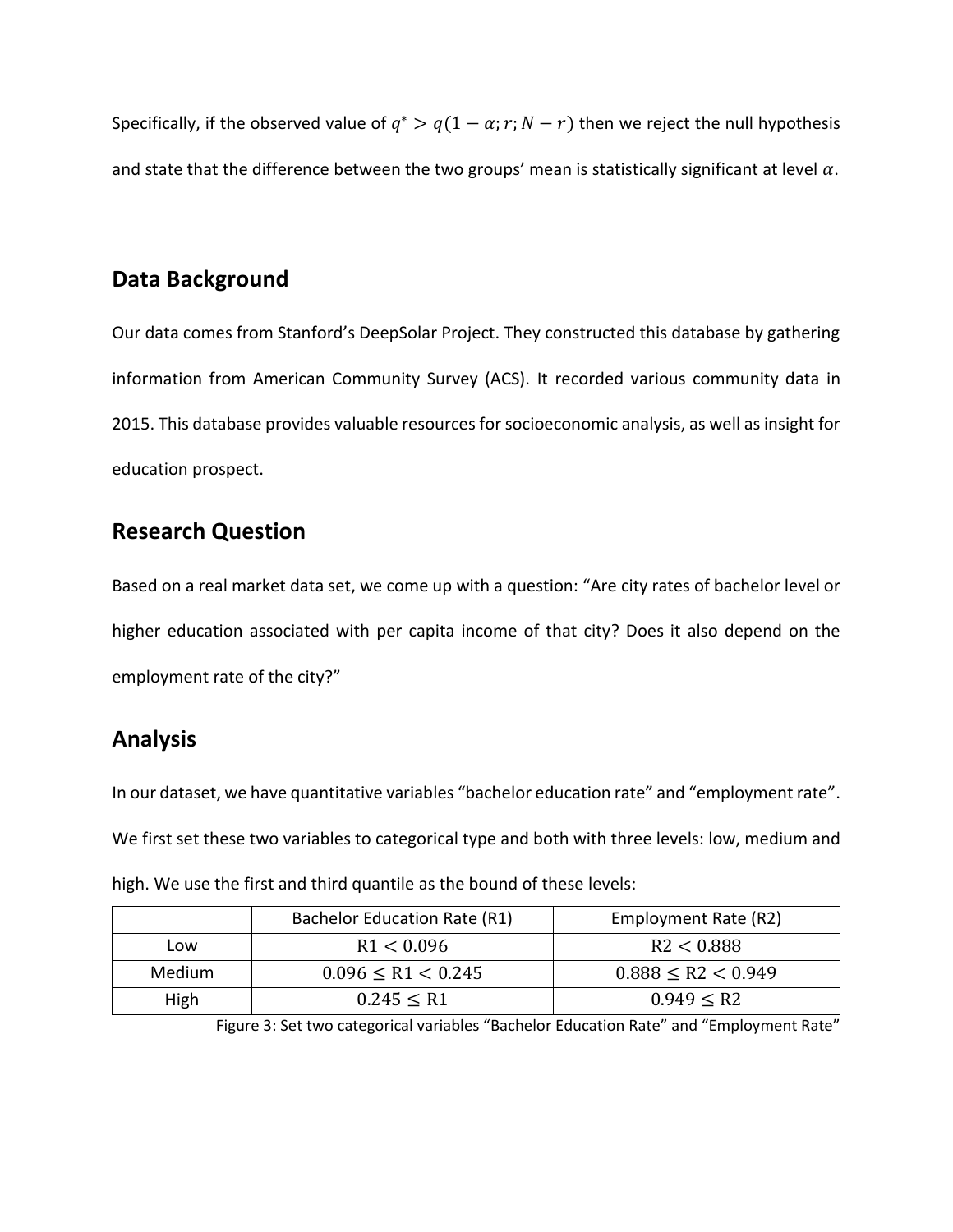Specifically, if the observed value of $q^* > q(1-\alpha; r; N-r)$ then we reject the null hypothesis and state that the difference between the two groups' mean is statistically significant at level $\alpha$.

## Data Background

Our data comes from Stanford's DeepSolar Project. They constructed this database by gathering information from American Community Survey (ACS). It recorded various community data in 2015. This database provides valuable resources for socioeconomic analysis, as well as insight for education prospect.

## Research Question

Based on a real market data set, we come up with a question: "Are city rates of bachelor level or higher education associated with per capita income of that city? Does it also depend on the employment rate of the city?"

## Analysis

In our dataset, we have quantitative variables "bachelor education rate" and "employment rate". We first set these two variables to categorical type and both with three levels: low, medium and high. We use the first and third quantile as the bound of these levels:

| | Bachelor Education Rate (R1) | Employment Rate (R2) |
|---|---|---|
| Low | $\text{R1} < 0.096$ | $\text{R2} < 0.888$ |
| Medium | $0.096 \leq \text{R1} < 0.245$ | $0.888 \leq \text{R2} < 0.949$ |
| High | $0.245 \leq \text{R1}$ | $0.949 \leq \text{R2}$ |

Figure 3: Set two categorical variables "Bachelor Education Rate" and "Employment Rate"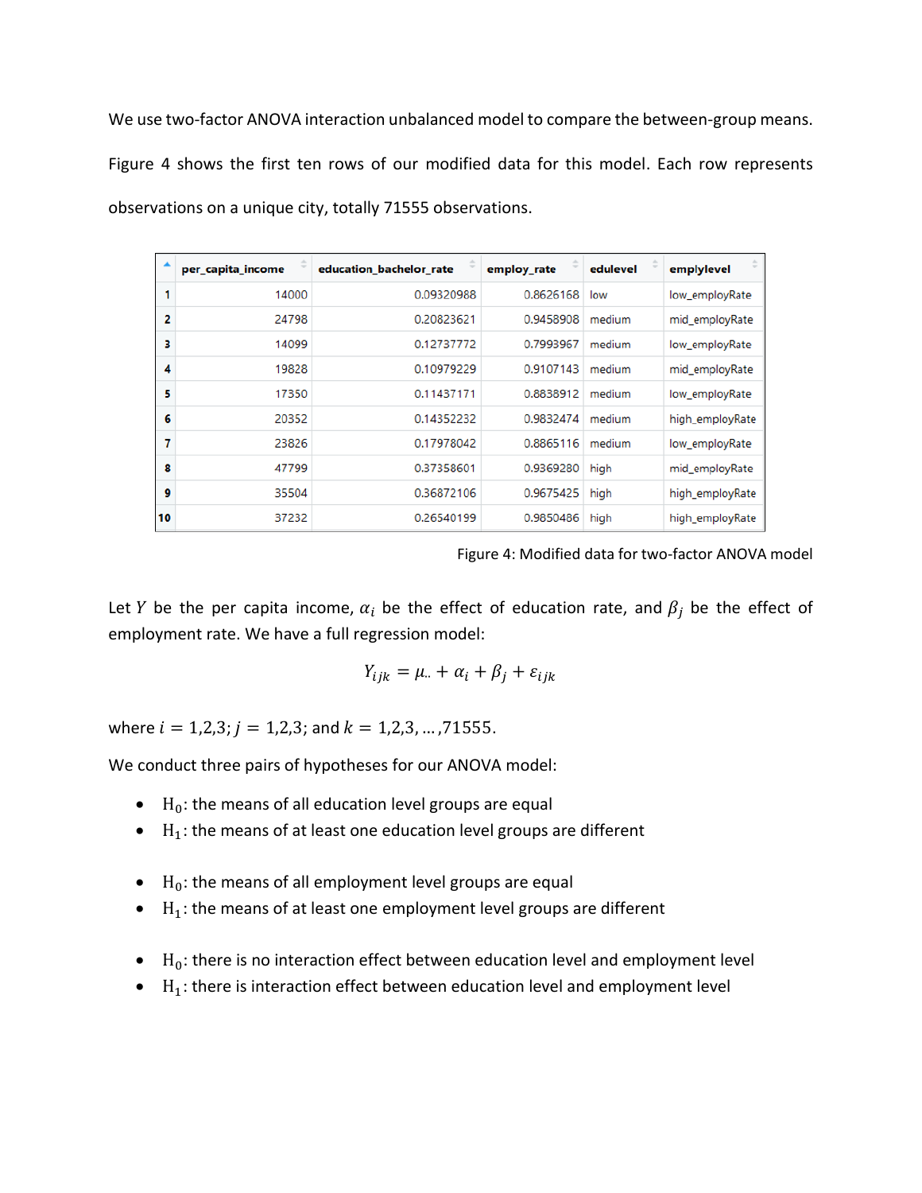We use two-factor ANOVA interaction unbalanced model to compare the between-group means. Figure 4 shows the first ten rows of our modified data for this model. Each row represents observations on a unique city, totally 71555 observations.

| | per_capita_income | education_bachelor_rate | employ_rate | edulevel | emplylevel |
|---|---|---|---|---|---|
| 1 | 14000 | 0.09320988 | 0.8626168 | low | low_employRate |
| 2 | 24798 | 0.20823621 | 0.9458908 | medium | mid_employRate |
| 3 | 14099 | 0.12737772 | 0.7993967 | medium | low_employRate |
| 4 | 19828 | 0.10979229 | 0.9107143 | medium | mid_employRate |
| 5 | 17350 | 0.11437171 | 0.8838912 | medium | low_employRate |
| 6 | 20352 | 0.14352232 | 0.9832474 | medium | high_employRate |
| 7 | 23826 | 0.17978042 | 0.8865116 | medium | low_employRate |
| 8 | 47799 | 0.37358601 | 0.9369280 | high | mid_employRate |
| 9 | 35504 | 0.36872106 | 0.9675425 | high | high_employRate |
| 10 | 37232 | 0.26540199 | 0.9850486 | high | high_employRate |

Figure 4: Modified data for two-factor ANOVA model

Let $Y$ be the per capita income, $\alpha_i$ be the effect of education rate, and $\beta_j$ be the effect of employment rate. We have a full regression model:

$$Y_{ijk} = \mu_{..} + \alpha_i + \beta_j + \varepsilon_{ijk}$$

where $i = 1,2,3$; $j = 1,2,3$; and $k = 1,2,3,\ldots,71555$.

We conduct three pairs of hypotheses for our ANOVA model:

- $H_0$: the means of all education level groups are equal
- $H_1$: the means of at least one education level groups are different

- $H_0$: the means of all employment level groups are equal
- $H_1$: the means of at least one employment level groups are different

- $H_0$: there is no interaction effect between education level and employment level
- $H_1$: there is interaction effect between education level and employment level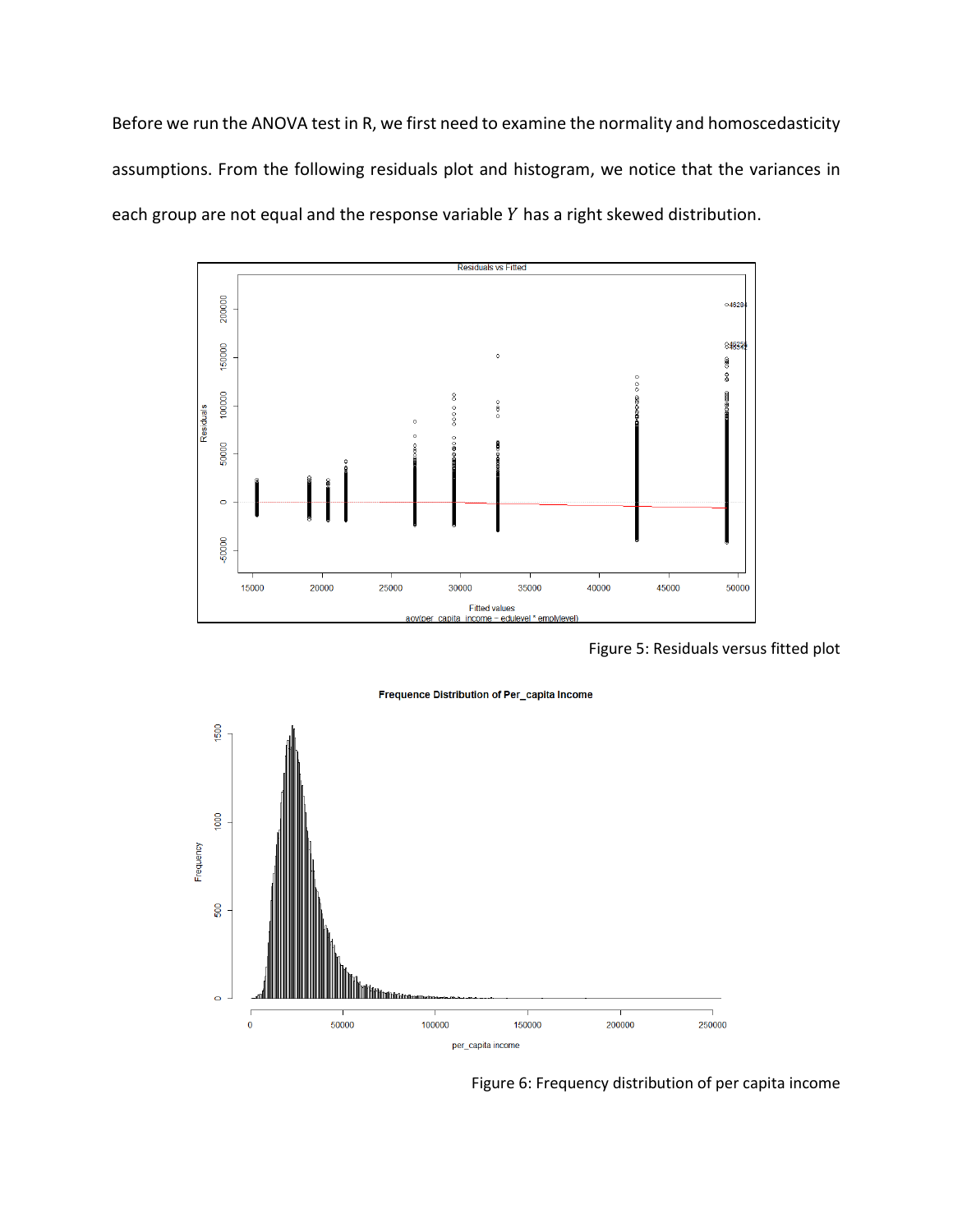Before we run the ANOVA test in R, we first need to examine the normality and homoscedasticity assumptions. From the following residuals plot and histogram, we notice that the variances in each group are not equal and the response variable $Y$ has a right skewed distribution.

Figure 5: Residuals versus fitted plot

Figure 6: Frequency distribution of per capita income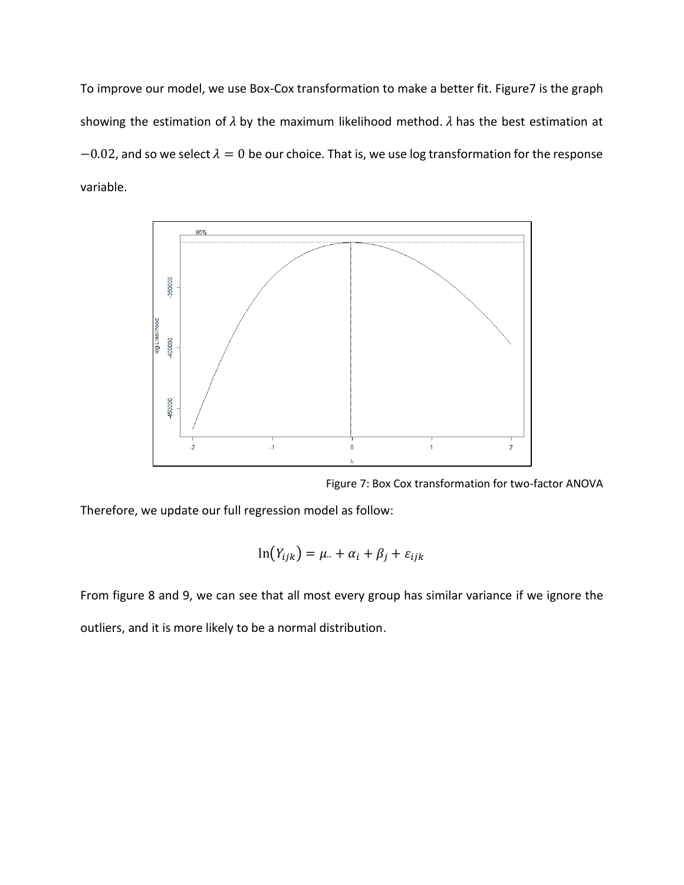To improve our model, we use Box-Cox transformation to make a better fit. Figure7 is the graph showing the estimation of $\lambda$ by the maximum likelihood method. $\lambda$ has the best estimation at $-0.02$, and so we select $\lambda = 0$ be our choice. That is, we use log transformation for the response variable.

Figure 7: Box Cox transformation for two-factor ANOVA

Therefore, we update our full regression model as follow:

$$\ln(Y_{ijk}) = \mu_{..} + \alpha_i + \beta_j + \varepsilon_{ijk}$$

From figure 8 and 9, we can see that all most every group has similar variance if we ignore the outliers, and it is more likely to be a normal distribution.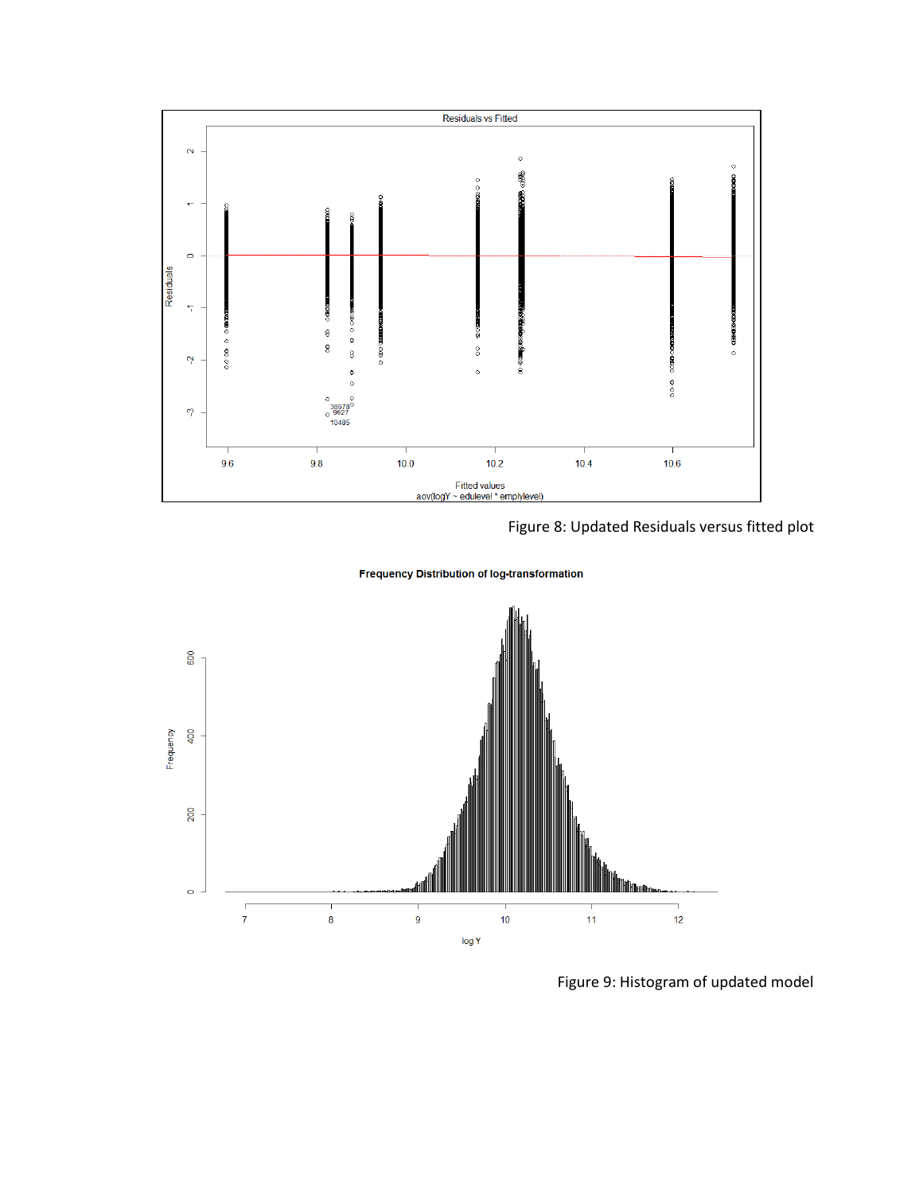Figure 8: Updated Residuals versus fitted plot

Figure 9: Histogram of updated model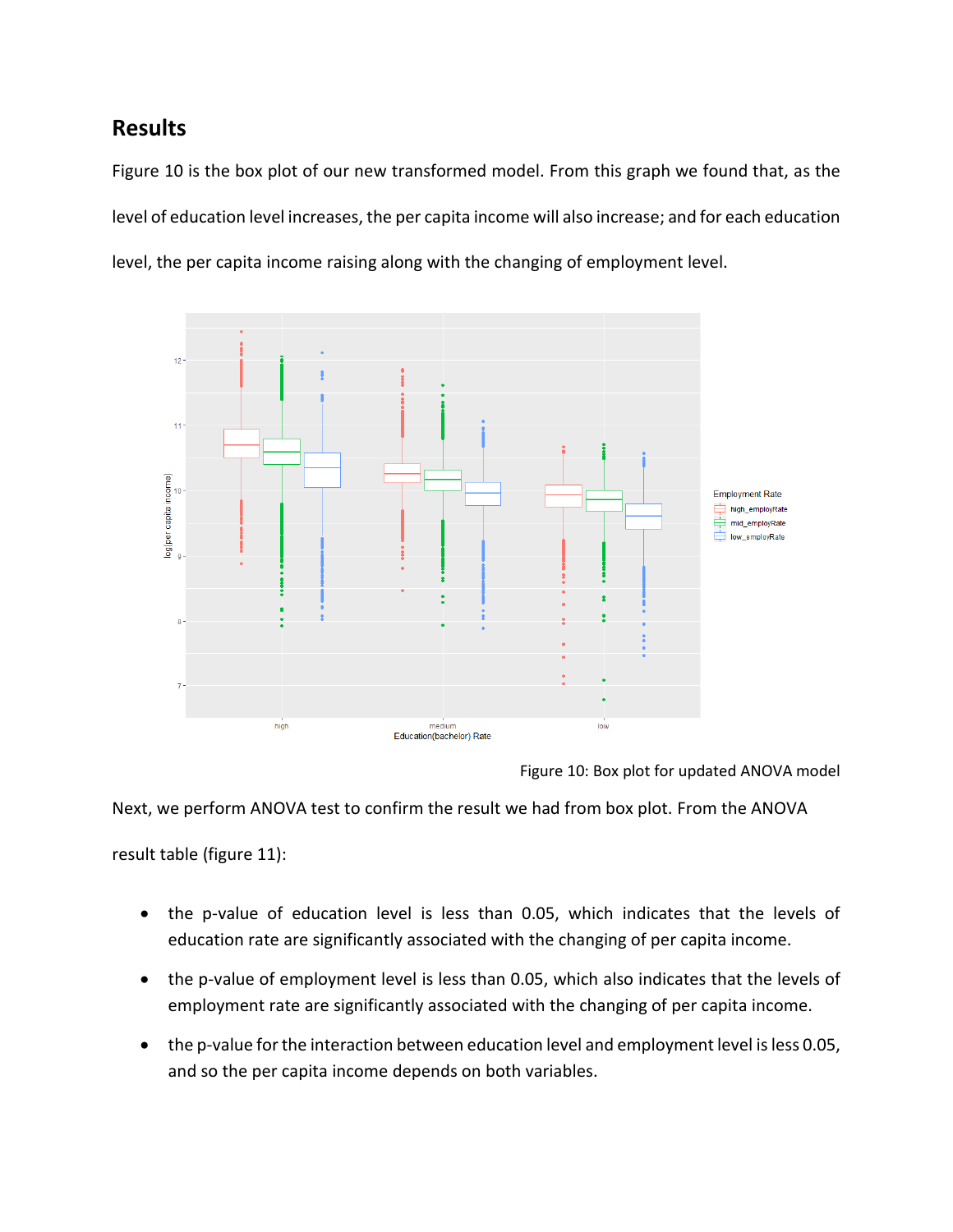## Results

Figure 10 is the box plot of our new transformed model. From this graph we found that, as the level of education level increases, the per capita income will also increase; and for each education level, the per capita income raising along with the changing of employment level.

Figure 10: Box plot for updated ANOVA model

Next, we perform ANOVA test to confirm the result we had from box plot. From the ANOVA result table (figure 11):

- the p-value of education level is less than 0.05, which indicates that the levels of education rate are significantly associated with the changing of per capita income.
- the p-value of employment level is less than 0.05, which also indicates that the levels of employment rate are significantly associated with the changing of per capita income.
- the p-value for the interaction between education level and employment level is less 0.05, and so the per capita income depends on both variables.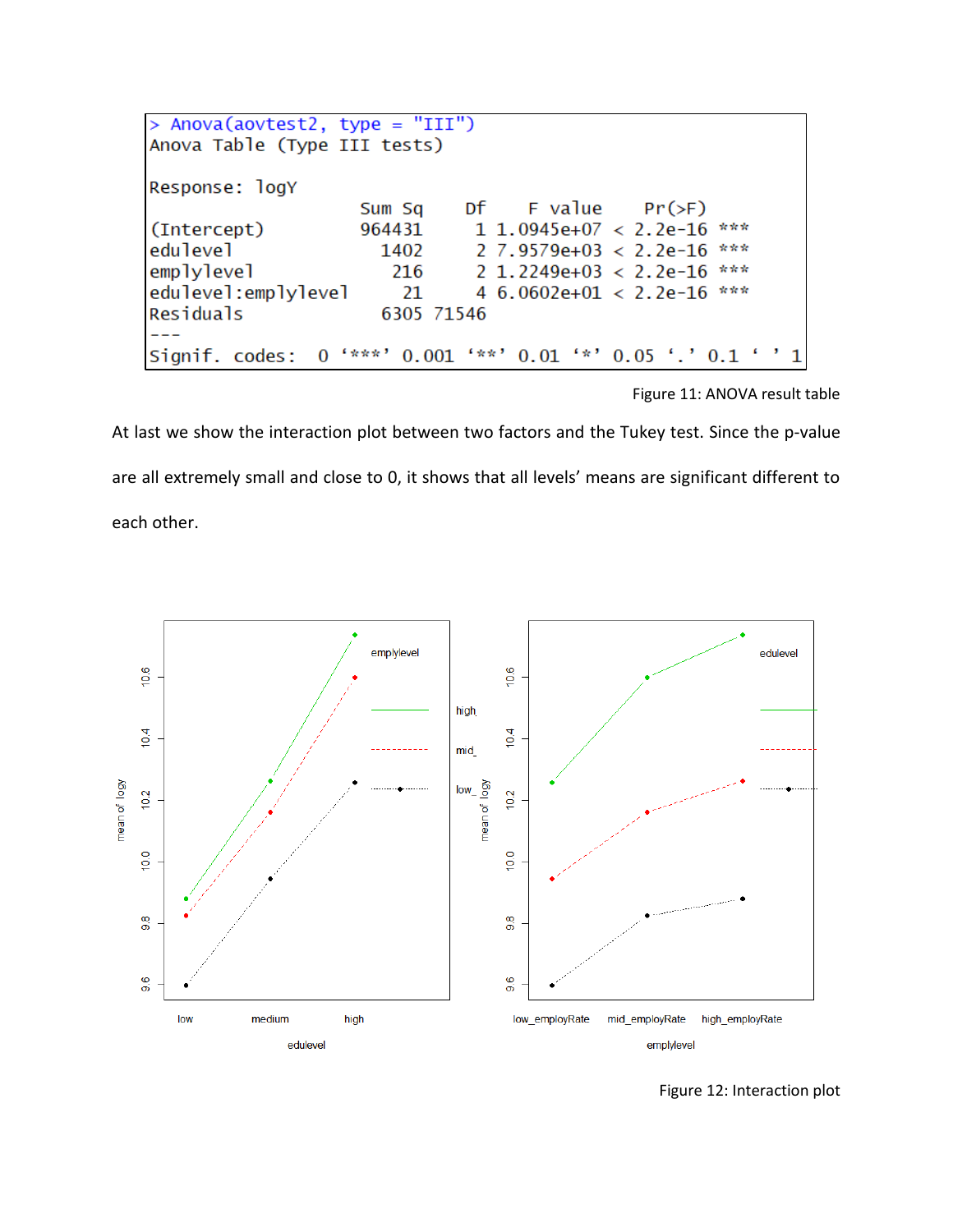```
> Anova(aovtest2, type = "III")
Anova Table (Type III tests)

Response: logY
                    Sum Sq    Df    F value    Pr(>F)    
(Intercept)         964431     1 1.0945e+07 < 2.2e-16 ***
edulevel              1402     2 7.9579e+03 < 2.2e-16 ***
emplylevel             216     2 1.2249e+03 < 2.2e-16 ***
edulevel:emplylevel     21     4 6.0602e+01 < 2.2e-16 ***
Residuals             6305 71546                         
---
Signif. codes:  0 ‘***’ 0.001 ‘**’ 0.01 ‘*’ 0.05 ‘.’ 0.1 ‘ ’ 1
```

Figure 11: ANOVA result table

At last we show the interaction plot between two factors and the Tukey test. Since the p-value are all extremely small and close to 0, it shows that all levels' means are significant different to each other.

Figure 12: Interaction plot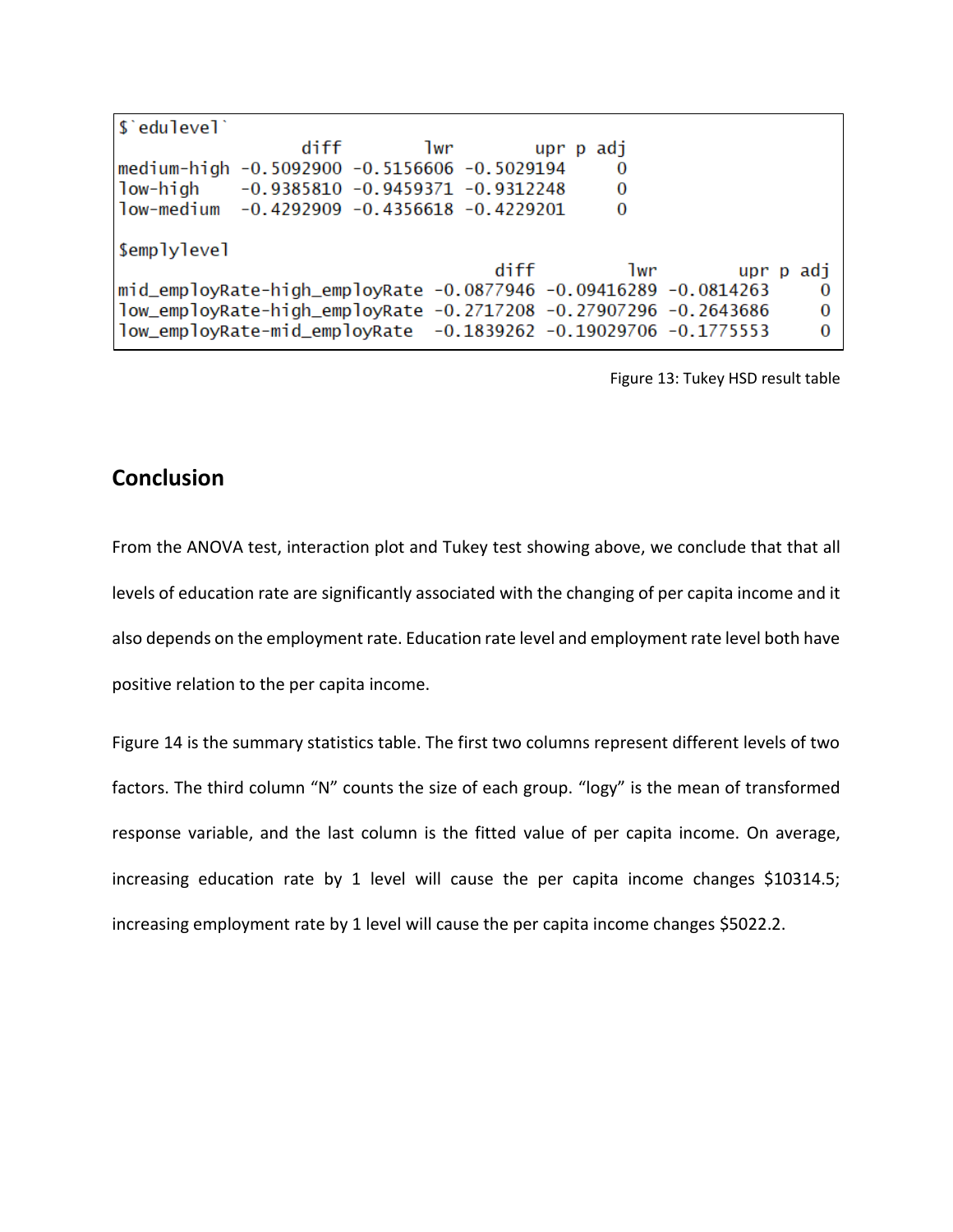```
$`edulevel`
                 diff        lwr        upr p adj
medium-high -0.5092900 -0.5156606 -0.5029194     0
low-high    -0.9385810 -0.9459371 -0.9312248     0
low-medium  -0.4292909 -0.4356618 -0.4229201     0

$emplylevel
                                   diff         lwr        upr p adj
mid_employRate-high_employRate -0.0877946 -0.09416289 -0.0814263     0
low_employRate-high_employRate -0.2717208 -0.27907296 -0.2643686     0
low_employRate-mid_employRate  -0.1839262 -0.19029706 -0.1775553     0
```

Figure 13: Tukey HSD result table

## Conclusion

From the ANOVA test, interaction plot and Tukey test showing above, we conclude that that all levels of education rate are significantly associated with the changing of per capita income and it also depends on the employment rate. Education rate level and employment rate level both have positive relation to the per capita income.

Figure 14 is the summary statistics table. The first two columns represent different levels of two factors. The third column "N" counts the size of each group. "logy" is the mean of transformed response variable, and the last column is the fitted value of per capita income. On average, increasing education rate by 1 level will cause the per capita income changes $10314.5; increasing employment rate by 1 level will cause the per capita income changes $5022.2.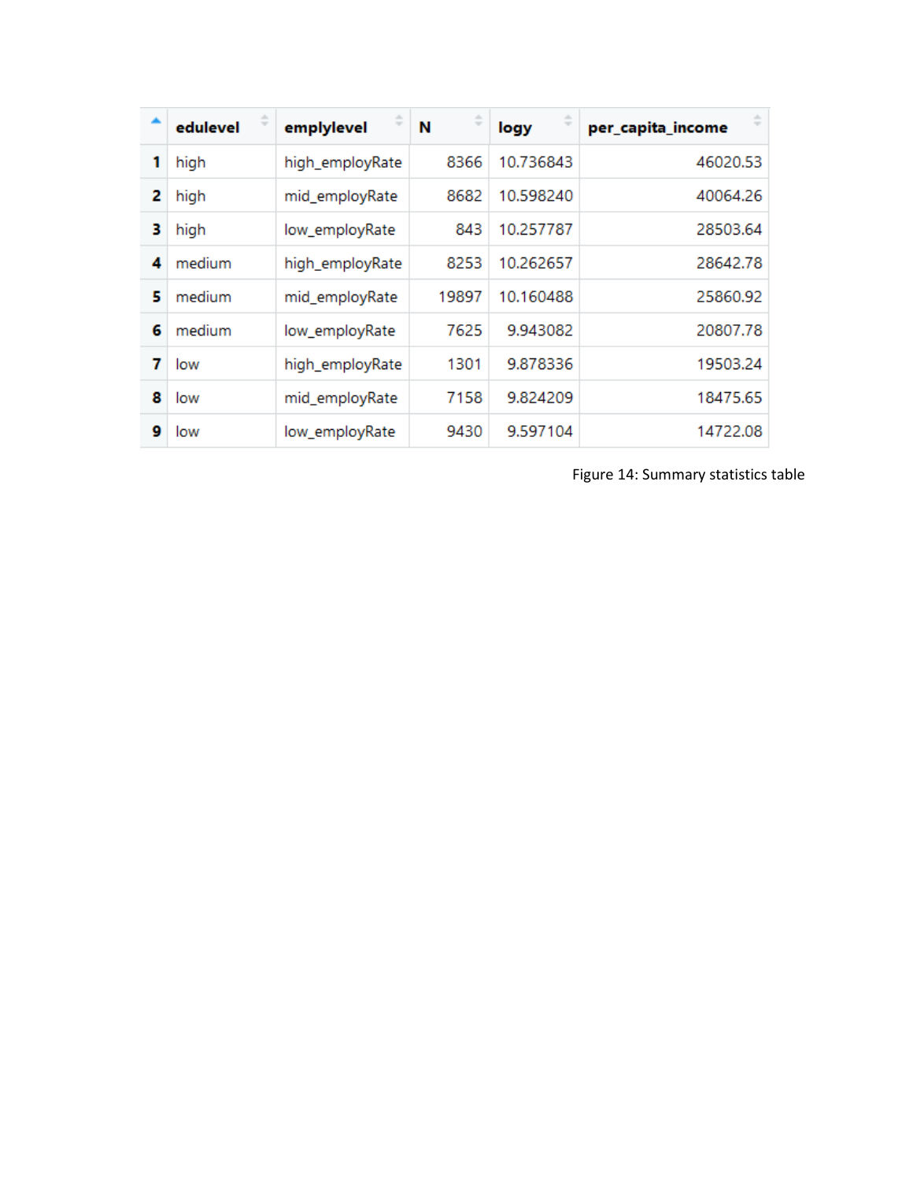|  | edulevel | emplylevel | N | logy | per_capita_income |
|---|---|---|---|---|---|
| 1 | high | high_employRate | 8366 | 10.736843 | 46020.53 |
| 2 | high | mid_employRate | 8682 | 10.598240 | 40064.26 |
| 3 | high | low_employRate | 843 | 10.257787 | 28503.64 |
| 4 | medium | high_employRate | 8253 | 10.262657 | 28642.78 |
| 5 | medium | mid_employRate | 19897 | 10.160488 | 25860.92 |
| 6 | medium | low_employRate | 7625 | 9.943082 | 20807.78 |
| 7 | low | high_employRate | 1301 | 9.878336 | 19503.24 |
| 8 | low | mid_employRate | 7158 | 9.824209 | 18475.65 |
| 9 | low | low_employRate | 9430 | 9.597104 | 14722.08 |

Figure 14: Summary statistics table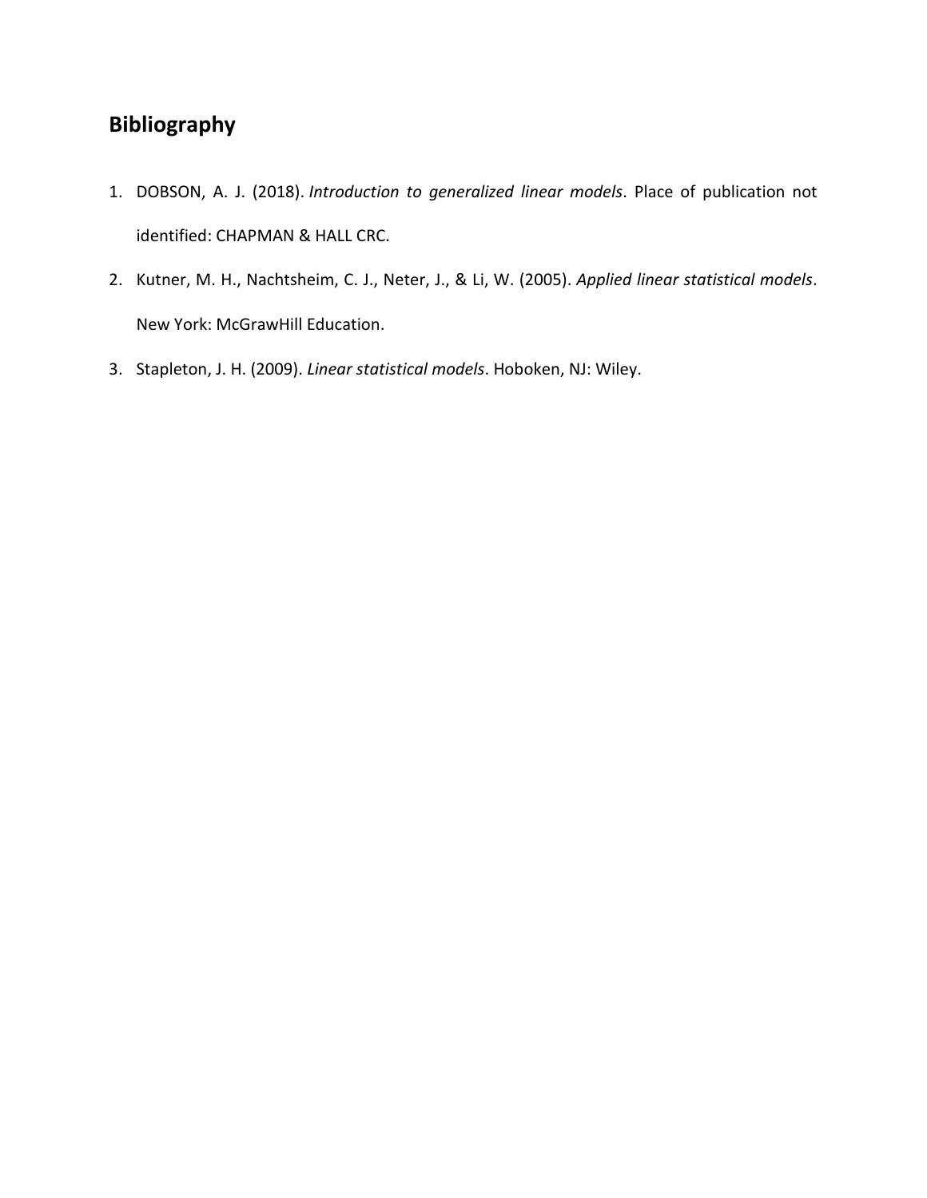## Bibliography

1. DOBSON, A. J. (2018). *Introduction to generalized linear models*. Place of publication not identified: CHAPMAN & HALL CRC.
2. Kutner, M. H., Nachtsheim, C. J., Neter, J., & Li, W. (2005). *Applied linear statistical models*. New York: McGrawHill Education.
3. Stapleton, J. H. (2009). *Linear statistical models*. Hoboken, NJ: Wiley.